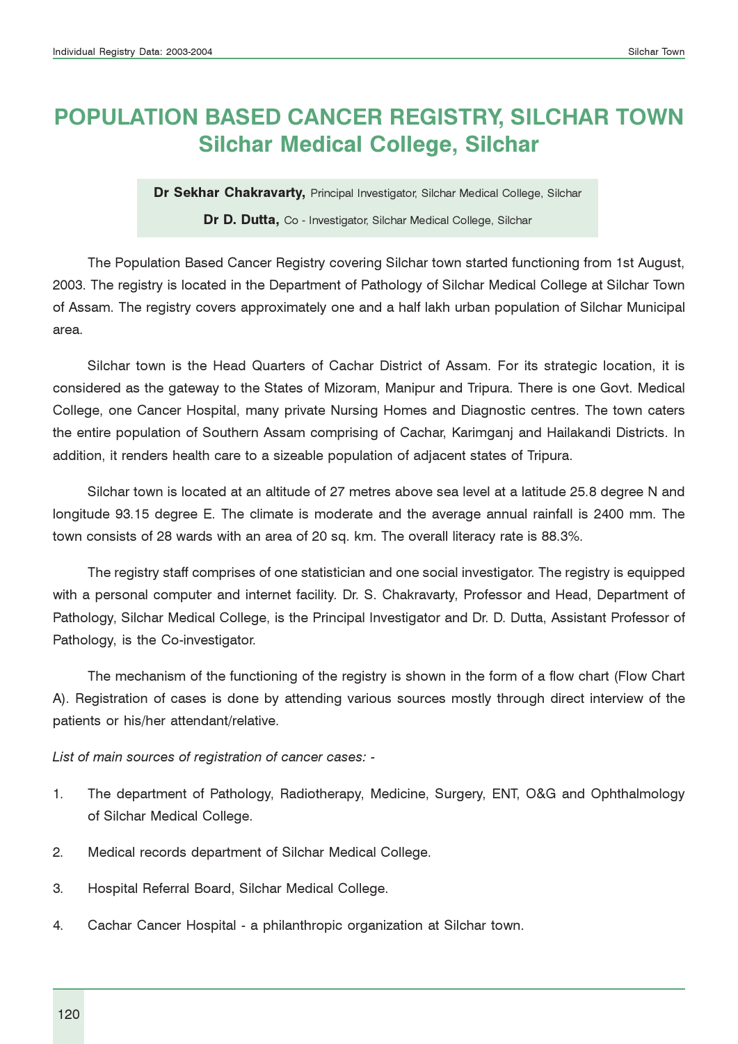# POPULATION BASED CANCER REGISTRY, SILCHAR TOWN
## Silchar Medical College, Silchar

**Dr Sekhar Chakravarty,** Principal Investigator, Silchar Medical College, Silchar

**Dr D. Dutta,** Co - Investigator, Silchar Medical College, Silchar

The Population Based Cancer Registry covering Silchar town started functioning from 1st August, 2003. The registry is located in the Department of Pathology of Silchar Medical College at Silchar Town of Assam. The registry covers approximately one and a half lakh urban population of Silchar Municipal area.

Silchar town is the Head Quarters of Cachar District of Assam. For its strategic location, it is considered as the gateway to the States of Mizoram, Manipur and Tripura. There is one Govt. Medical College, one Cancer Hospital, many private Nursing Homes and Diagnostic centres. The town caters the entire population of Southern Assam comprising of Cachar, Karimganj and Hailakandi Districts. In addition, it renders health care to a sizeable population of adjacent states of Tripura.

Silchar town is located at an altitude of 27 metres above sea level at a latitude 25.8 degree N and longitude 93.15 degree E. The climate is moderate and the average annual rainfall is 2400 mm. The town consists of 28 wards with an area of 20 sq. km. The overall literacy rate is 88.3%.

The registry staff comprises of one statistician and one social investigator. The registry is equipped with a personal computer and internet facility. Dr. S. Chakravarty, Professor and Head, Department of Pathology, Silchar Medical College, is the Principal Investigator and Dr. D. Dutta, Assistant Professor of Pathology, is the Co-investigator.

The mechanism of the functioning of the registry is shown in the form of a flow chart (Flow Chart A). Registration of cases is done by attending various sources mostly through direct interview of the patients or his/her attendant/relative.

*List of main sources of registration of cancer cases: -*

1. The department of Pathology, Radiotherapy, Medicine, Surgery, ENT, O&G and Ophthalmology of Silchar Medical College.
2. Medical records department of Silchar Medical College.
3. Hospital Referral Board, Silchar Medical College.
4. Cachar Cancer Hospital - a philanthropic organization at Silchar town.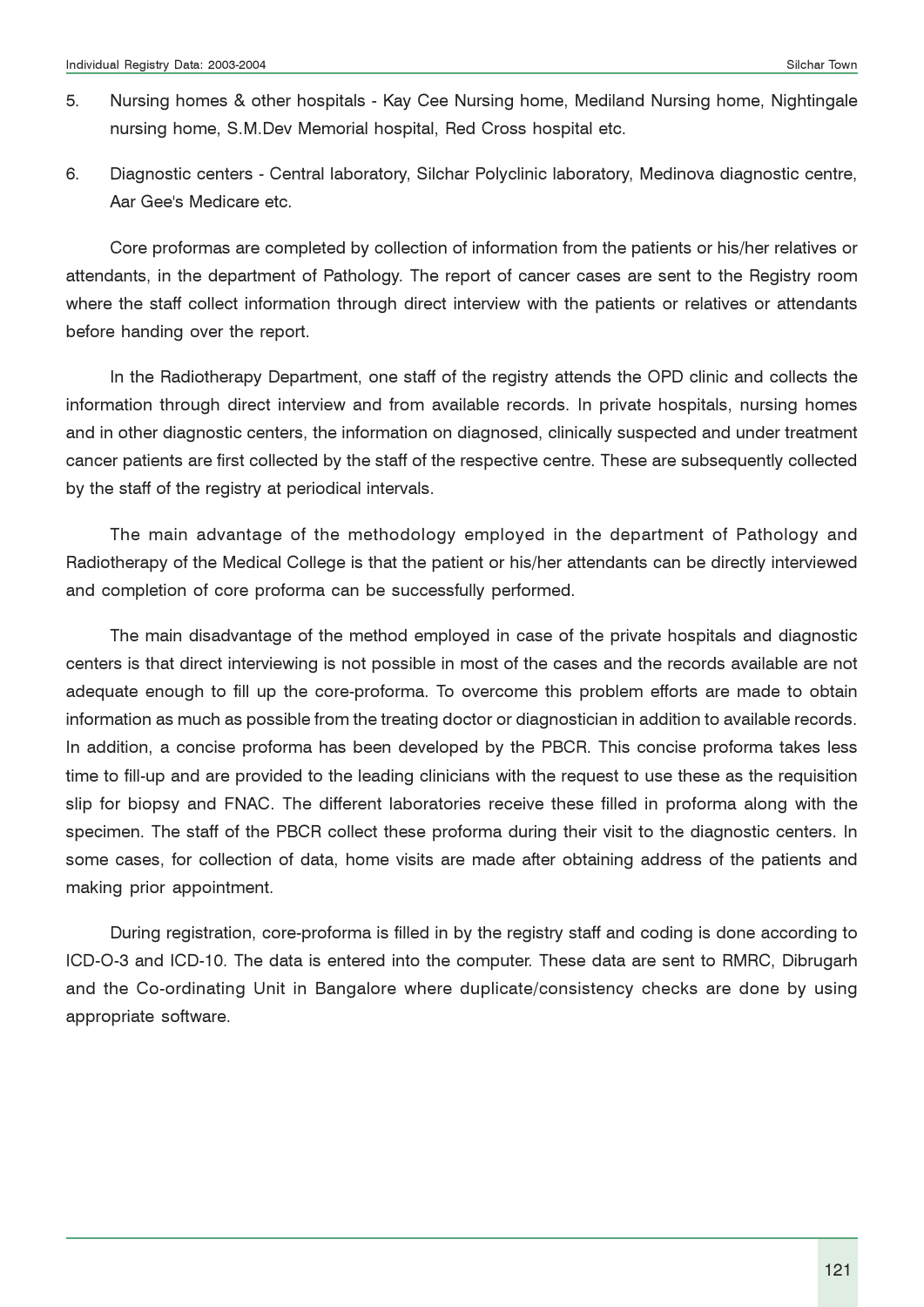5. Nursing homes & other hospitals - Kay Cee Nursing home, Mediland Nursing home, Nightingale nursing home, S.M.Dev Memorial hospital, Red Cross hospital etc.

6. Diagnostic centers - Central laboratory, Silchar Polyclinic laboratory, Medinova diagnostic centre, Aar Gee's Medicare etc.

Core proformas are completed by collection of information from the patients or his/her relatives or attendants, in the department of Pathology. The report of cancer cases are sent to the Registry room where the staff collect information through direct interview with the patients or relatives or attendants before handing over the report.

In the Radiotherapy Department, one staff of the registry attends the OPD clinic and collects the information through direct interview and from available records. In private hospitals, nursing homes and in other diagnostic centers, the information on diagnosed, clinically suspected and under treatment cancer patients are first collected by the staff of the respective centre. These are subsequently collected by the staff of the registry at periodical intervals.

The main advantage of the methodology employed in the department of Pathology and Radiotherapy of the Medical College is that the patient or his/her attendants can be directly interviewed and completion of core proforma can be successfully performed.

The main disadvantage of the method employed in case of the private hospitals and diagnostic centers is that direct interviewing is not possible in most of the cases and the records available are not adequate enough to fill up the core-proforma. To overcome this problem efforts are made to obtain information as much as possible from the treating doctor or diagnostician in addition to available records. In addition, a concise proforma has been developed by the PBCR. This concise proforma takes less time to fill-up and are provided to the leading clinicians with the request to use these as the requisition slip for biopsy and FNAC. The different laboratories receive these filled in proforma along with the specimen. The staff of the PBCR collect these proforma during their visit to the diagnostic centers. In some cases, for collection of data, home visits are made after obtaining address of the patients and making prior appointment.

During registration, core-proforma is filled in by the registry staff and coding is done according to ICD-O-3 and ICD-10. The data is entered into the computer. These data are sent to RMRC, Dibrugarh and the Co-ordinating Unit in Bangalore where duplicate/consistency checks are done by using appropriate software.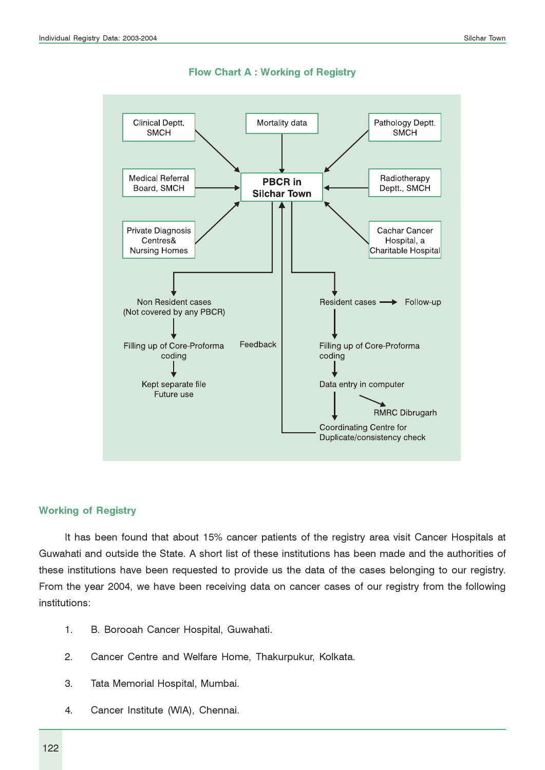## Flow Chart A : Working of Registry

Clinical Deptt. SMCH → PBCR in Silchar Town

Mortality data → PBCR in Silchar Town

Pathology Deptt. SMCH → PBCR in Silchar Town

Medical Referral Board, SMCH → PBCR in Silchar Town

Radiotherapy Deptt., SMCH → PBCR in Silchar Town

Private Diagnosis Centres& Nursing Homes → PBCR in Silchar Town

Cachar Cancer Hospital, a Charitable Hospital → PBCR in Silchar Town

PBCR in Silchar Town → Non Resident cases (Not covered by any PBCR) → Filling up of Core-Proforma coding → Kept separate file Future use

PBCR in Silchar Town → Resident cases → Follow-up

Resident cases → Filling up of Core-Proforma coding → Data entry in computer → RMRC Dibrugarh

Data entry in computer → Coordinating Centre for Duplicate/consistency check → Feedback → PBCR in Silchar Town

## Working of Registry

It has been found that about 15% cancer patients of the registry area visit Cancer Hospitals at Guwahati and outside the State. A short list of these institutions has been made and the authorities of these institutions have been requested to provide us the data of the cases belonging to our registry. From the year 2004, we have been receiving data on cancer cases of our registry from the following institutions:

1. B. Borooah Cancer Hospital, Guwahati.
2. Cancer Centre and Welfare Home, Thakurpukur, Kolkata.
3. Tata Memorial Hospital, Mumbai.
4. Cancer Institute (WIA), Chennai.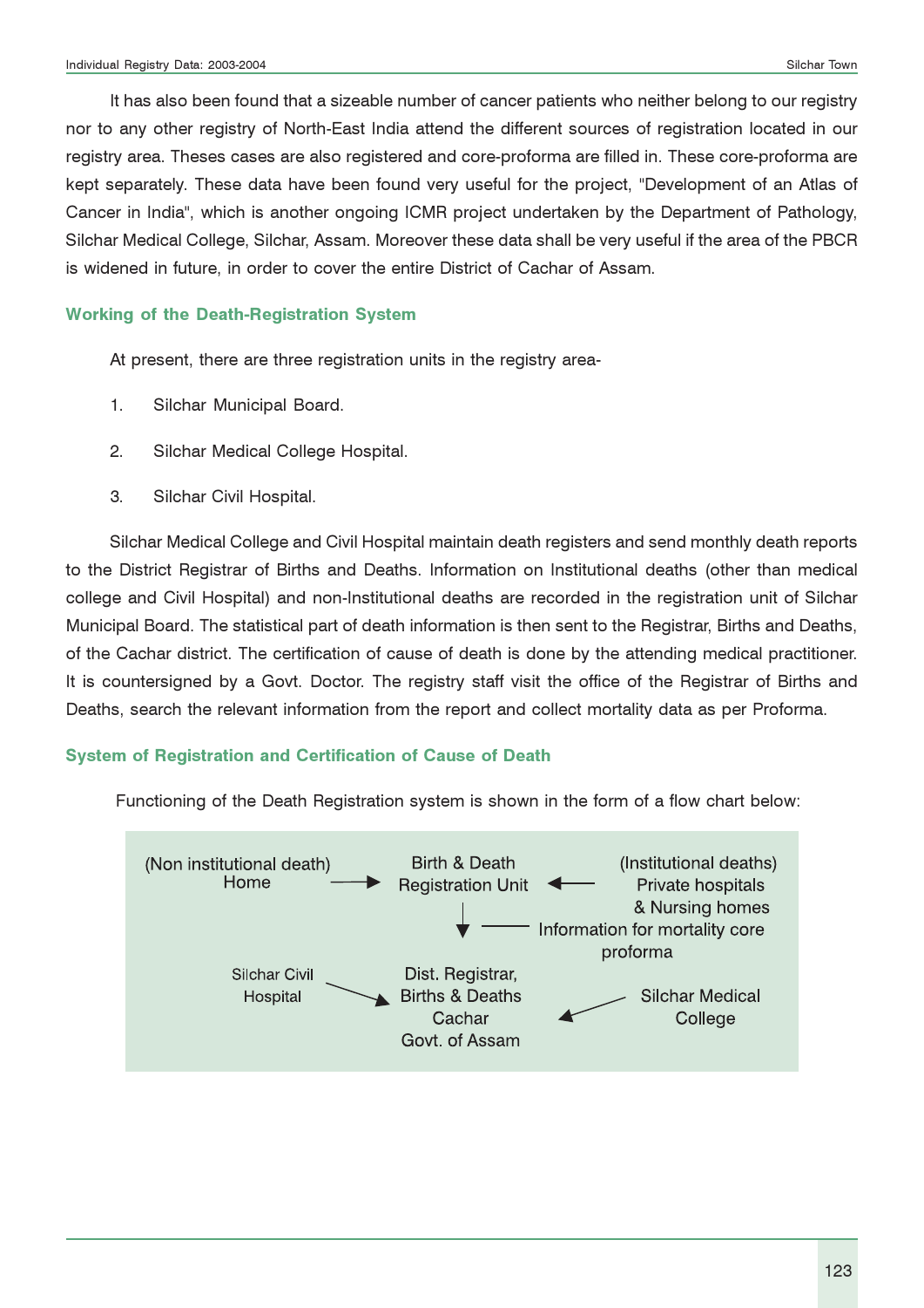It has also been found that a sizeable number of cancer patients who neither belong to our registry nor to any other registry of North-East India attend the different sources of registration located in our registry area. Theses cases are also registered and core-proforma are filled in. These core-proforma are kept separately. These data have been found very useful for the project, "Development of an Atlas of Cancer in India", which is another ongoing ICMR project undertaken by the Department of Pathology, Silchar Medical College, Silchar, Assam. Moreover these data shall be very useful if the area of the PBCR is widened in future, in order to cover the entire District of Cachar of Assam.

## Working of the Death-Registration System

At present, there are three registration units in the registry area-

1. Silchar Municipal Board.
2. Silchar Medical College Hospital.
3. Silchar Civil Hospital.

Silchar Medical College and Civil Hospital maintain death registers and send monthly death reports to the District Registrar of Births and Deaths. Information on Institutional deaths (other than medical college and Civil Hospital) and non-Institutional deaths are recorded in the registration unit of Silchar Municipal Board. The statistical part of death information is then sent to the Registrar, Births and Deaths, of the Cachar district. The certification of cause of death is done by the attending medical practitioner. It is countersigned by a Govt. Doctor. The registry staff visit the office of the Registrar of Births and Deaths, search the relevant information from the report and collect mortality data as per Proforma.

## System of Registration and Certification of Cause of Death

Functioning of the Death Registration system is shown in the form of a flow chart below:

(Non institutional death) Home → Birth & Death Registration Unit ← (Institutional deaths) Private hospitals & Nursing homes

Birth & Death Registration Unit ↓ (— Information for mortality core proforma) Dist. Registrar, Births & Deaths Cachar Govt. of Assam

Silchar Civil Hospital → Dist. Registrar, Births & Deaths Cachar Govt. of Assam ← Silchar Medical College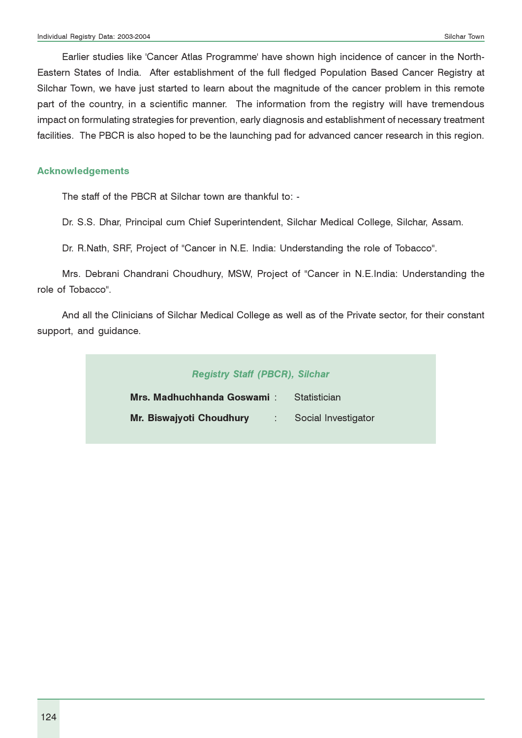Earlier studies like 'Cancer Atlas Programme' have shown high incidence of cancer in the North-Eastern States of India. After establishment of the full fledged Population Based Cancer Registry at Silchar Town, we have just started to learn about the magnitude of the cancer problem in this remote part of the country, in a scientific manner. The information from the registry will have tremendous impact on formulating strategies for prevention, early diagnosis and establishment of necessary treatment facilities. The PBCR is also hoped to be the launching pad for advanced cancer research in this region.

## Acknowledgements

The staff of the PBCR at Silchar town are thankful to: -

Dr. S.S. Dhar, Principal cum Chief Superintendent, Silchar Medical College, Silchar, Assam.

Dr. R.Nath, SRF, Project of "Cancer in N.E. India: Understanding the role of Tobacco".

Mrs. Debrani Chandrani Choudhury, MSW, Project of "Cancer in N.E.India: Understanding the role of Tobacco".

And all the Clinicians of Silchar Medical College as well as of the Private sector, for their constant support, and guidance.

***Registry Staff (PBCR), Silchar***

**Mrs. Madhuchhanda Goswami** : Statistician

**Mr. Biswajyoti Choudhury** : Social Investigator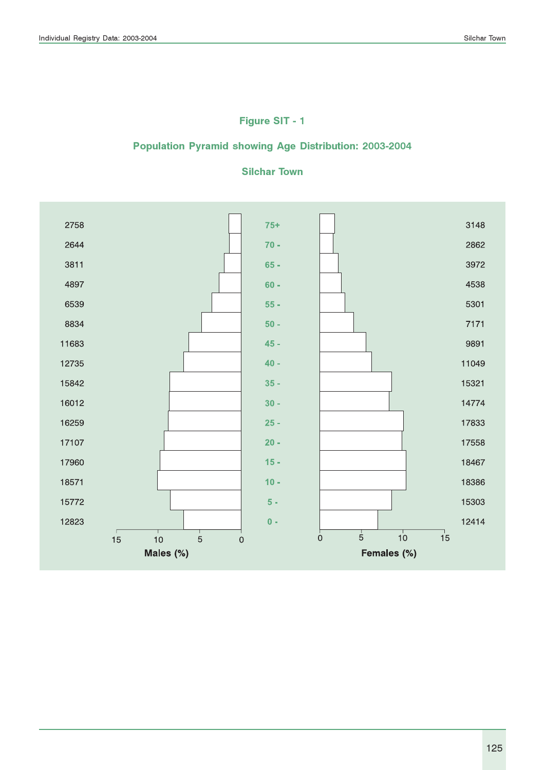## Figure SIT - 1

## Population Pyramid showing Age Distribution: 2003-2004

## Silchar Town

| Males | Age | Females |
|---|---|---|
| 2758 | 75+ | 3148 |
| 2644 | 70 - | 2862 |
| 3811 | 65 - | 3972 |
| 4897 | 60 - | 4538 |
| 6539 | 55 - | 5301 |
| 8834 | 50 - | 7171 |
| 11683 | 45 - | 9891 |
| 12735 | 40 - | 11049 |
| 15842 | 35 - | 15321 |
| 16012 | 30 - | 14774 |
| 16259 | 25 - | 17833 |
| 17107 | 20 - | 17558 |
| 17960 | 15 - | 18467 |
| 18571 | 10 - | 18386 |
| 15772 | 5 - | 15303 |
| 12823 | 0 - | 12414 |

Males (%)    Females (%)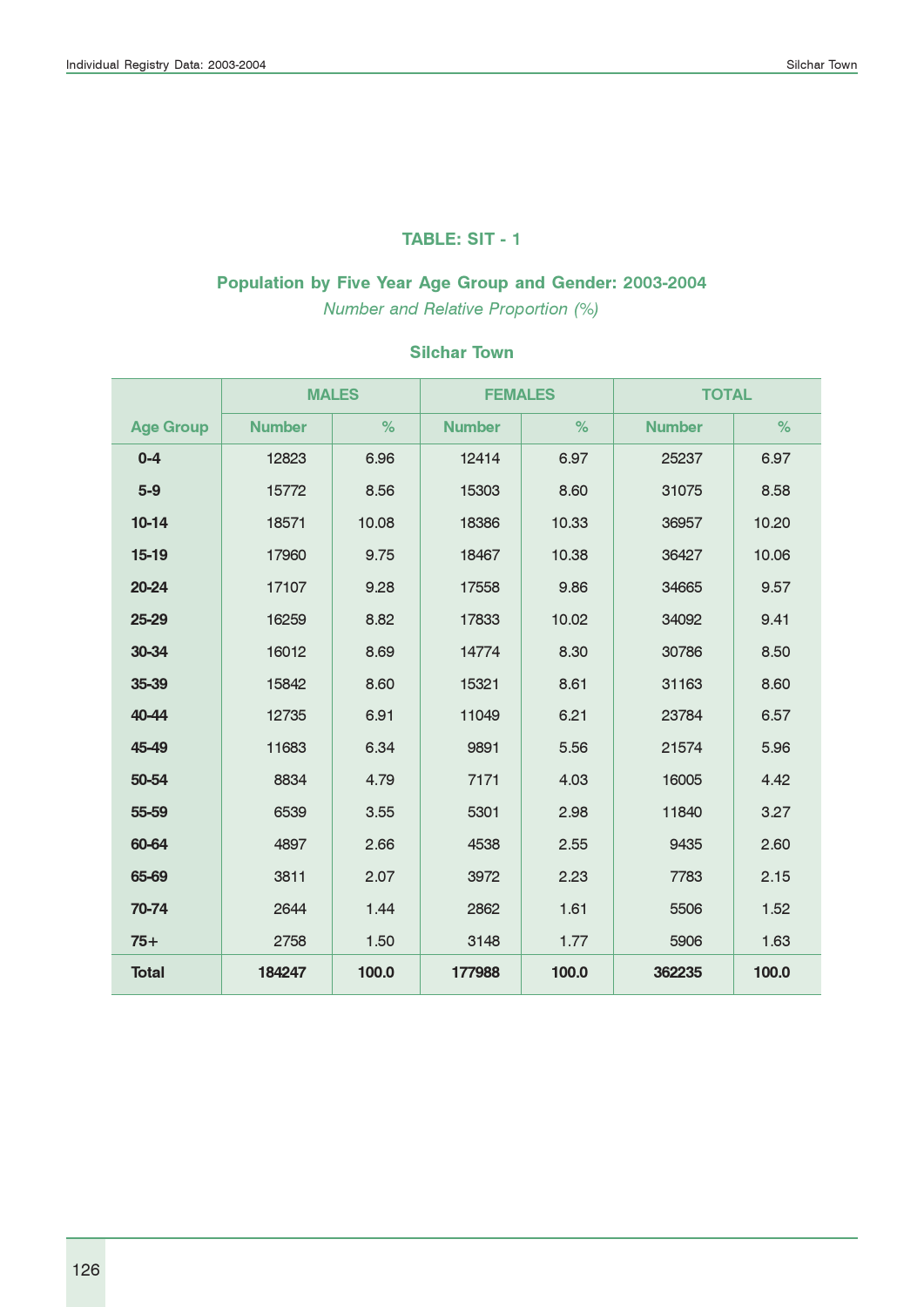## TABLE: SIT - 1

### Population by Five Year Age Group and Gender: 2003-2004

*Number and Relative Proportion (%)*

### Silchar Town

| Age Group | MALES | | FEMALES | | TOTAL | |
|---|---|---|---|---|---|---|
| | Number | % | Number | % | Number | % |
| 0-4 | 12823 | 6.96 | 12414 | 6.97 | 25237 | 6.97 |
| 5-9 | 15772 | 8.56 | 15303 | 8.60 | 31075 | 8.58 |
| 10-14 | 18571 | 10.08 | 18386 | 10.33 | 36957 | 10.20 |
| 15-19 | 17960 | 9.75 | 18467 | 10.38 | 36427 | 10.06 |
| 20-24 | 17107 | 9.28 | 17558 | 9.86 | 34665 | 9.57 |
| 25-29 | 16259 | 8.82 | 17833 | 10.02 | 34092 | 9.41 |
| 30-34 | 16012 | 8.69 | 14774 | 8.30 | 30786 | 8.50 |
| 35-39 | 15842 | 8.60 | 15321 | 8.61 | 31163 | 8.60 |
| 40-44 | 12735 | 6.91 | 11049 | 6.21 | 23784 | 6.57 |
| 45-49 | 11683 | 6.34 | 9891 | 5.56 | 21574 | 5.96 |
| 50-54 | 8834 | 4.79 | 7171 | 4.03 | 16005 | 4.42 |
| 55-59 | 6539 | 3.55 | 5301 | 2.98 | 11840 | 3.27 |
| 60-64 | 4897 | 2.66 | 4538 | 2.55 | 9435 | 2.60 |
| 65-69 | 3811 | 2.07 | 3972 | 2.23 | 7783 | 2.15 |
| 70-74 | 2644 | 1.44 | 2862 | 1.61 | 5506 | 1.52 |
| 75+ | 2758 | 1.50 | 3148 | 1.77 | 5906 | 1.63 |
| **Total** | **184247** | **100.0** | **177988** | **100.0** | **362235** | **100.0** |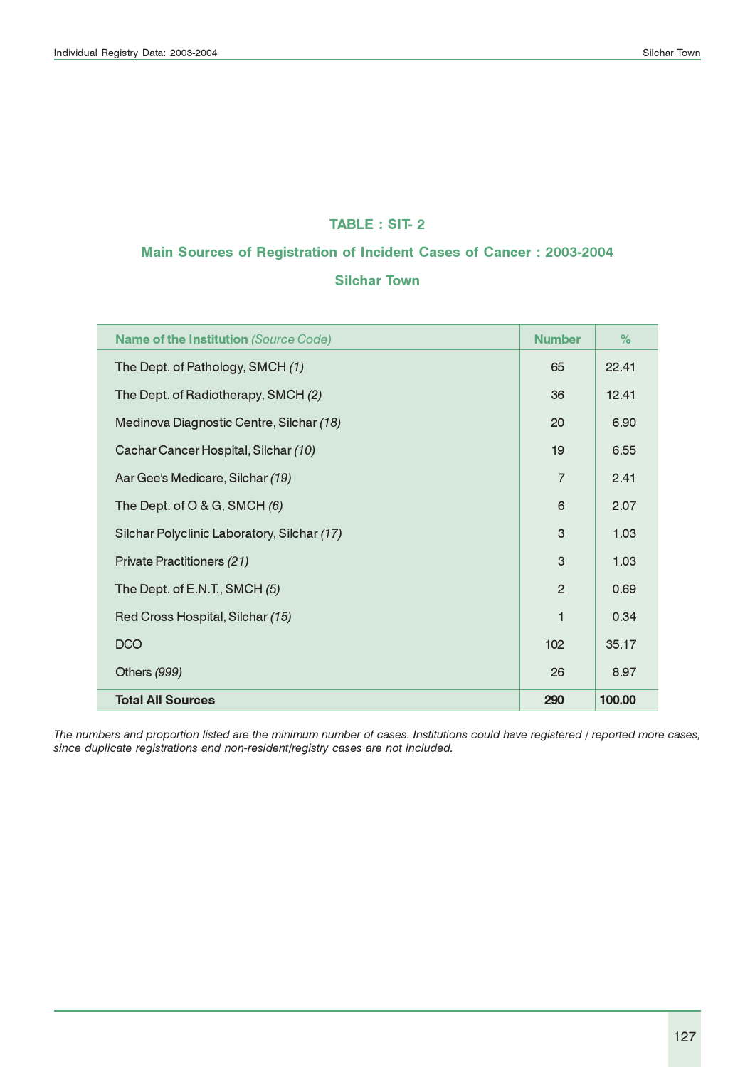## TABLE : SIT- 2

### Main Sources of Registration of Incident Cases of Cancer : 2003-2004

### Silchar Town

| Name of the Institution *(Source Code)* | Number | % |
|---|---|---|
| The Dept. of Pathology, SMCH *(1)* | 65 | 22.41 |
| The Dept. of Radiotherapy, SMCH *(2)* | 36 | 12.41 |
| Medinova Diagnostic Centre, Silchar *(18)* | 20 | 6.90 |
| Cachar Cancer Hospital, Silchar *(10)* | 19 | 6.55 |
| Aar Gee's Medicare, Silchar *(19)* | 7 | 2.41 |
| The Dept. of O & G, SMCH *(6)* | 6 | 2.07 |
| Silchar Polyclinic Laboratory, Silchar *(17)* | 3 | 1.03 |
| Private Practitioners *(21)* | 3 | 1.03 |
| The Dept. of E.N.T., SMCH *(5)* | 2 | 0.69 |
| Red Cross Hospital, Silchar *(15)* | 1 | 0.34 |
| DCO | 102 | 35.17 |
| Others *(999)* | 26 | 8.97 |
| **Total All Sources** | **290** | **100.00** |

*The numbers and proportion listed are the minimum number of cases. Institutions could have registered / reported more cases, since duplicate registrations and non-resident/registry cases are not included.*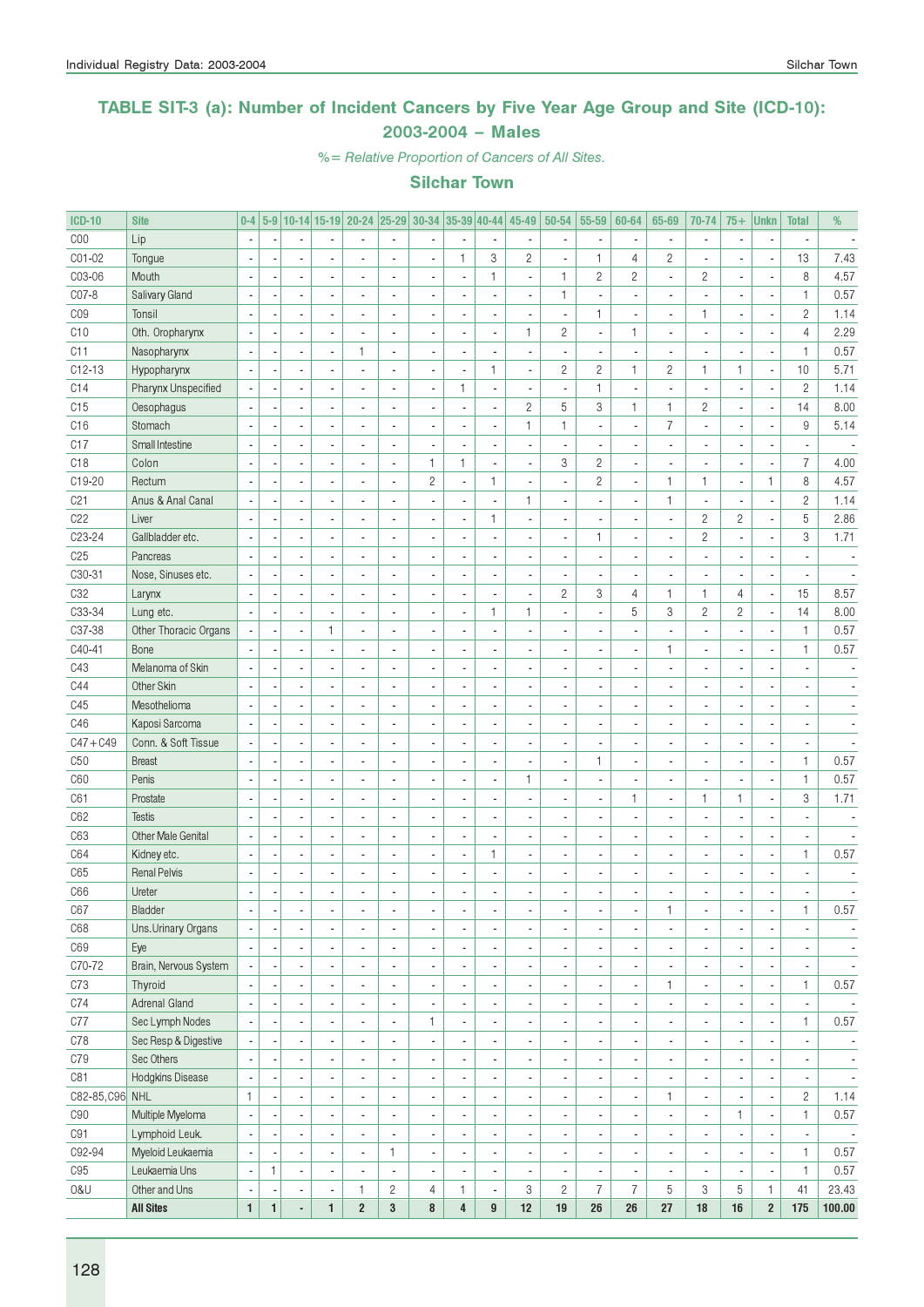## TABLE SIT-3 (a): Number of Incident Cancers by Five Year Age Group and Site (ICD-10): 2003-2004 – Males

*%= Relative Proportion of Cancers of All Sites.*

### Silchar Town

| ICD-10 | Site | 0-4 | 5-9 | 10-14 | 15-19 | 20-24 | 25-29 | 30-34 | 35-39 | 40-44 | 45-49 | 50-54 | 55-59 | 60-64 | 65-69 | 70-74 | 75+ | Unkn | Total | % |
|---|---|---|---|---|---|---|---|---|---|---|---|---|---|---|---|---|---|---|---|---|
| C00 | Lip | - | - | - | - | - | - | - | - | - | - | - | - | - | - | - | - | - | - | - |
| C01-02 | Tongue | - | - | - | - | - | - | - | 1 | 3 | 2 | - | 1 | 4 | 2 | - | - | - | 13 | 7.43 |
| C03-06 | Mouth | - | - | - | - | - | - | - | - | 1 | - | 1 | 2 | 2 | - | 2 | - | - | 8 | 4.57 |
| C07-8 | Salivary Gland | - | - | - | - | - | - | - | - | - | - | 1 | - | - | - | - | - | - | 1 | 0.57 |
| C09 | Tonsil | - | - | - | - | - | - | - | - | - | - | - | 1 | - | - | 1 | - | - | 2 | 1.14 |
| C10 | Oth. Oropharynx | - | - | - | - | - | - | - | - | - | 1 | 2 | - | 1 | - | - | - | - | 4 | 2.29 |
| C11 | Nasopharynx | - | - | - | - | 1 | - | - | - | - | - | - | - | - | - | - | - | - | 1 | 0.57 |
| C12-13 | Hypopharynx | - | - | - | - | - | - | - | - | 1 | - | 2 | 2 | 1 | 2 | 1 | 1 | - | 10 | 5.71 |
| C14 | Pharynx Unspecified | - | - | - | - | - | - | - | 1 | - | - | - | 1 | - | - | - | - | - | 2 | 1.14 |
| C15 | Oesophagus | - | - | - | - | - | - | - | - | - | 2 | 5 | 3 | 1 | 1 | 2 | - | - | 14 | 8.00 |
| C16 | Stomach | - | - | - | - | - | - | - | - | - | 1 | 1 | - | - | 7 | - | - | - | 9 | 5.14 |
| C17 | Small Intestine | - | - | - | - | - | - | - | - | - | - | - | - | - | - | - | - | - | - | - |
| C18 | Colon | - | - | - | - | - | - | 1 | 1 | - | - | 3 | 2 | - | - | - | - | - | 7 | 4.00 |
| C19-20 | Rectum | - | - | - | - | - | - | 2 | - | 1 | - | - | 2 | - | 1 | 1 | - | 1 | 8 | 4.57 |
| C21 | Anus & Anal Canal | - | - | - | - | - | - | - | - | - | 1 | - | - | - | 1 | - | - | - | 2 | 1.14 |
| C22 | Liver | - | - | - | - | - | - | - | - | 1 | - | - | - | - | - | 2 | 2 | - | 5 | 2.86 |
| C23-24 | Gallbladder etc. | - | - | - | - | - | - | - | - | - | - | - | 1 | - | - | 2 | - | - | 3 | 1.71 |
| C25 | Pancreas | - | - | - | - | - | - | - | - | - | - | - | - | - | - | - | - | - | - | - |
| C30-31 | Nose, Sinuses etc. | - | - | - | - | - | - | - | - | - | - | - | - | - | - | - | - | - | - | - |
| C32 | Larynx | - | - | - | - | - | - | - | - | - | - | 2 | 3 | 4 | 1 | 1 | 4 | - | 15 | 8.57 |
| C33-34 | Lung etc. | - | - | - | - | - | - | - | - | 1 | 1 | - | - | 5 | 3 | 2 | 2 | - | 14 | 8.00 |
| C37-38 | Other Thoracic Organs | - | - | - | 1 | - | - | - | - | - | - | - | - | - | - | - | - | - | 1 | 0.57 |
| C40-41 | Bone | - | - | - | - | - | - | - | - | - | - | - | - | - | 1 | - | - | - | 1 | 0.57 |
| C43 | Melanoma of Skin | - | - | - | - | - | - | - | - | - | - | - | - | - | - | - | - | - | - | - |
| C44 | Other Skin | - | - | - | - | - | - | - | - | - | - | - | - | - | - | - | - | - | - | - |
| C45 | Mesothelioma | - | - | - | - | - | - | - | - | - | - | - | - | - | - | - | - | - | - | - |
| C46 | Kaposi Sarcoma | - | - | - | - | - | - | - | - | - | - | - | - | - | - | - | - | - | - | - |
| C47+C49 | Conn. & Soft Tissue | - | - | - | - | - | - | - | - | - | - | - | - | - | - | - | - | - | - | - |
| C50 | Breast | - | - | - | - | - | - | - | - | - | - | - | 1 | - | - | - | - | - | 1 | 0.57 |
| C60 | Penis | - | - | - | - | - | - | - | - | - | 1 | - | - | - | - | - | - | - | 1 | 0.57 |
| C61 | Prostate | - | - | - | - | - | - | - | - | - | - | - | - | 1 | - | 1 | 1 | - | 3 | 1.71 |
| C62 | Testis | - | - | - | - | - | - | - | - | - | - | - | - | - | - | - | - | - | - | - |
| C63 | Other Male Genital | - | - | - | - | - | - | - | - | - | - | - | - | - | - | - | - | - | - | - |
| C64 | Kidney etc. | - | - | - | - | - | - | - | - | 1 | - | - | - | - | - | - | - | - | 1 | 0.57 |
| C65 | Renal Pelvis | - | - | - | - | - | - | - | - | - | - | - | - | - | - | - | - | - | - | - |
| C66 | Ureter | - | - | - | - | - | - | - | - | - | - | - | - | - | - | - | - | - | - | - |
| C67 | Bladder | - | - | - | - | - | - | - | - | - | - | - | - | - | 1 | - | - | - | 1 | 0.57 |
| C68 | Uns.Urinary Organs | - | - | - | - | - | - | - | - | - | - | - | - | - | - | - | - | - | - | - |
| C69 | Eye | - | - | - | - | - | - | - | - | - | - | - | - | - | - | - | - | - | - | - |
| C70-72 | Brain, Nervous System | - | - | - | - | - | - | - | - | - | - | - | - | - | - | - | - | - | - | - |
| C73 | Thyroid | - | - | - | - | - | - | - | - | - | - | - | - | - | 1 | - | - | - | 1 | 0.57 |
| C74 | Adrenal Gland | - | - | - | - | - | - | - | - | - | - | - | - | - | - | - | - | - | - | - |
| C77 | Sec Lymph Nodes | - | - | - | - | - | - | 1 | - | - | - | - | - | - | - | - | - | - | 1 | 0.57 |
| C78 | Sec Resp & Digestive | - | - | - | - | - | - | - | - | - | - | - | - | - | - | - | - | - | - | - |
| C79 | Sec Others | - | - | - | - | - | - | - | - | - | - | - | - | - | - | - | - | - | - | - |
| C81 | Hodgkins Disease | - | - | - | - | - | - | - | - | - | - | - | - | - | - | - | - | - | - | - |
| C82-85,C96 | NHL | 1 | - | - | - | - | - | - | - | - | - | - | - | - | 1 | - | - | - | 2 | 1.14 |
| C90 | Multiple Myeloma | - | - | - | - | - | - | - | - | - | - | - | - | - | - | - | 1 | - | 1 | 0.57 |
| C91 | Lymphoid Leuk. | - | - | - | - | - | - | - | - | - | - | - | - | - | - | - | - | - | - | - |
| C92-94 | Myeloid Leukaemia | - | - | - | - | - | 1 | - | - | - | - | - | - | - | - | - | - | - | 1 | 0.57 |
| C95 | Leukaemia Uns | - | 1 | - | - | - | - | - | - | - | - | - | - | - | - | - | - | - | 1 | 0.57 |
| O&U | Other and Uns | - | - | - | - | 1 | 2 | 4 | 1 | - | 3 | 2 | 7 | 7 | 5 | 3 | 5 | 1 | 41 | 23.43 |
| | **All Sites** | **1** | **1** | **-** | **1** | **2** | **3** | **8** | **4** | **9** | **12** | **19** | **26** | **26** | **27** | **18** | **16** | **2** | **175** | **100.00** |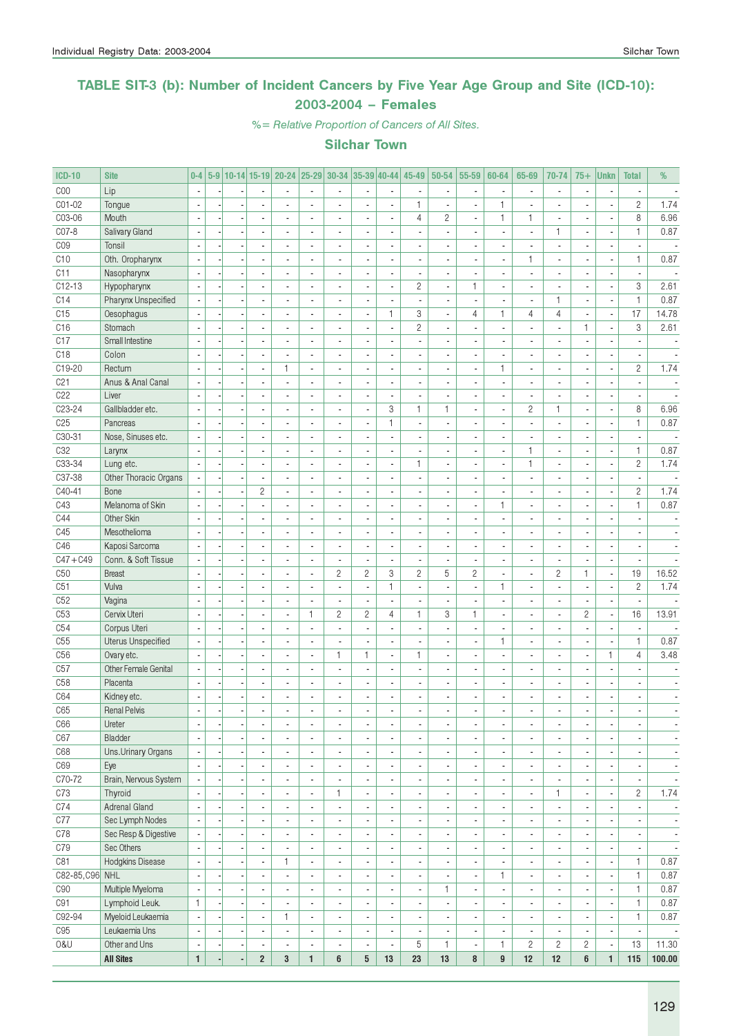## TABLE SIT-3 (b): Number of Incident Cancers by Five Year Age Group and Site (ICD-10): 2003-2004 – Females

*%= Relative Proportion of Cancers of All Sites.*

### Silchar Town

| ICD-10 | Site | 0-4 | 5-9 | 10-14 | 15-19 | 20-24 | 25-29 | 30-34 | 35-39 | 40-44 | 45-49 | 50-54 | 55-59 | 60-64 | 65-69 | 70-74 | 75+ | Unkn | Total | % |
|---|---|---|---|---|---|---|---|---|---|---|---|---|---|---|---|---|---|---|---|---|
| C00 | Lip | - | - | - | - | - | - | - | - | - | - | - | - | - | - | - | - | - | - | - |
| C01-02 | Tongue | - | - | - | - | - | - | - | - | - | 1 | - | - | 1 | - | - | - | - | 2 | 1.74 |
| C03-06 | Mouth | - | - | - | - | - | - | - | - | - | 4 | 2 | - | 1 | 1 | - | - | - | 8 | 6.96 |
| C07-8 | Salivary Gland | - | - | - | - | - | - | - | - | - | - | - | - | - | - | 1 | - | - | 1 | 0.87 |
| C09 | Tonsil | - | - | - | - | - | - | - | - | - | - | - | - | - | - | - | - | - | - | - |
| C10 | Oth. Oropharynx | - | - | - | - | - | - | - | - | - | - | - | - | - | 1 | - | - | - | 1 | 0.87 |
| C11 | Nasopharynx | - | - | - | - | - | - | - | - | - | - | - | - | - | - | - | - | - | - | - |
| C12-13 | Hypopharynx | - | - | - | - | - | - | - | - | - | 2 | - | 1 | - | - | - | - | - | 3 | 2.61 |
| C14 | Pharynx Unspecified | - | - | - | - | - | - | - | - | - | - | - | - | - | - | 1 | - | - | 1 | 0.87 |
| C15 | Oesophagus | - | - | - | - | - | - | - | - | 1 | 3 | - | 4 | 1 | 4 | 4 | - | - | 17 | 14.78 |
| C16 | Stomach | - | - | - | - | - | - | - | - | - | 2 | - | - | - | - | - | 1 | - | 3 | 2.61 |
| C17 | Small Intestine | - | - | - | - | - | - | - | - | - | - | - | - | - | - | - | - | - | - | - |
| C18 | Colon | - | - | - | - | - | - | - | - | - | - | - | - | - | - | - | - | - | - | - |
| C19-20 | Rectum | - | - | - | - | 1 | - | - | - | - | - | - | - | 1 | - | - | - | - | 2 | 1.74 |
| C21 | Anus & Anal Canal | - | - | - | - | - | - | - | - | - | - | - | - | - | - | - | - | - | - | - |
| C22 | Liver | - | - | - | - | - | - | - | - | - | - | - | - | - | - | - | - | - | - | - |
| C23-24 | Gallbladder etc. | - | - | - | - | - | - | - | - | 3 | 1 | 1 | - | - | 2 | 1 | - | - | 8 | 6.96 |
| C25 | Pancreas | - | - | - | - | - | - | - | - | 1 | - | - | - | - | - | - | - | - | 1 | 0.87 |
| C30-31 | Nose, Sinuses etc. | - | - | - | - | - | - | - | - | - | - | - | - | - | - | - | - | - | - | - |
| C32 | Larynx | - | - | - | - | - | - | - | - | - | - | - | - | - | 1 | - | - | - | 1 | 0.87 |
| C33-34 | Lung etc. | - | - | - | - | - | - | - | - | - | 1 | - | - | - | 1 | - | - | - | 2 | 1.74 |
| C37-38 | Other Thoracic Organs | - | - | - | - | - | - | - | - | - | - | - | - | - | - | - | - | - | - | - |
| C40-41 | Bone | - | - | - | 2 | - | - | - | - | - | - | - | - | - | - | - | - | - | 2 | 1.74 |
| C43 | Melanoma of Skin | - | - | - | - | - | - | - | - | - | - | - | - | 1 | - | - | - | - | 1 | 0.87 |
| C44 | Other Skin | - | - | - | - | - | - | - | - | - | - | - | - | - | - | - | - | - | - | - |
| C45 | Mesothelioma | - | - | - | - | - | - | - | - | - | - | - | - | - | - | - | - | - | - | - |
| C46 | Kaposi Sarcoma | - | - | - | - | - | - | - | - | - | - | - | - | - | - | - | - | - | - | - |
| C47+C49 | Conn. & Soft Tissue | - | - | - | - | - | - | - | - | - | - | - | - | - | - | - | - | - | - | - |
| C50 | Breast | - | - | - | - | - | - | 2 | 2 | 3 | 2 | 5 | 2 | - | - | 2 | 1 | - | 19 | 16.52 |
| C51 | Vulva | - | - | - | - | - | - | - | - | 1 | - | - | - | 1 | - | - | - | - | 2 | 1.74 |
| C52 | Vagina | - | - | - | - | - | - | - | - | - | - | - | - | - | - | - | - | - | - | - |
| C53 | Cervix Uteri | - | - | - | - | - | 1 | 2 | 2 | 4 | 1 | 3 | 1 | - | - | - | 2 | - | 16 | 13.91 |
| C54 | Corpus Uteri | - | - | - | - | - | - | - | - | - | - | - | - | - | - | - | - | - | - | - |
| C55 | Uterus Unspecified | - | - | - | - | - | - | - | - | - | - | - | - | 1 | - | - | - | - | 1 | 0.87 |
| C56 | Ovary etc. | - | - | - | - | - | - | 1 | 1 | - | 1 | - | - | - | - | - | - | 1 | 4 | 3.48 |
| C57 | Other Female Genital | - | - | - | - | - | - | - | - | - | - | - | - | - | - | - | - | - | - | - |
| C58 | Placenta | - | - | - | - | - | - | - | - | - | - | - | - | - | - | - | - | - | - | - |
| C64 | Kidney etc. | - | - | - | - | - | - | - | - | - | - | - | - | - | - | - | - | - | - | - |
| C65 | Renal Pelvis | - | - | - | - | - | - | - | - | - | - | - | - | - | - | - | - | - | - | - |
| C66 | Ureter | - | - | - | - | - | - | - | - | - | - | - | - | - | - | - | - | - | - | - |
| C67 | Bladder | - | - | - | - | - | - | - | - | - | - | - | - | - | - | - | - | - | - | - |
| C68 | Uns.Urinary Organs | - | - | - | - | - | - | - | - | - | - | - | - | - | - | - | - | - | - | - |
| C69 | Eye | - | - | - | - | - | - | - | - | - | - | - | - | - | - | - | - | - | - | - |
| C70-72 | Brain, Nervous System | - | - | - | - | - | - | - | - | - | - | - | - | - | - | - | - | - | - | - |
| C73 | Thyroid | - | - | - | - | - | - | 1 | - | - | - | - | - | - | - | 1 | - | - | 2 | 1.74 |
| C74 | Adrenal Gland | - | - | - | - | - | - | - | - | - | - | - | - | - | - | - | - | - | - | - |
| C77 | Sec Lymph Nodes | - | - | - | - | - | - | - | - | - | - | - | - | - | - | - | - | - | - | - |
| C78 | Sec Resp & Digestive | - | - | - | - | - | - | - | - | - | - | - | - | - | - | - | - | - | - | - |
| C79 | Sec Others | - | - | - | - | - | - | - | - | - | - | - | - | - | - | - | - | - | - | - |
| C81 | Hodgkins Disease | - | - | - | - | 1 | - | - | - | - | - | - | - | - | - | - | - | - | 1 | 0.87 |
| C82-85,C96 | NHL | - | - | - | - | - | - | - | - | - | - | - | - | 1 | - | - | - | - | 1 | 0.87 |
| C90 | Multiple Myeloma | - | - | - | - | - | - | - | - | - | - | 1 | - | - | - | - | - | - | 1 | 0.87 |
| C91 | Lymphoid Leuk. | 1 | - | - | - | - | - | - | - | - | - | - | - | - | - | - | - | - | 1 | 0.87 |
| C92-94 | Myeloid Leukaemia | - | - | - | - | 1 | - | - | - | - | - | - | - | - | - | - | - | - | 1 | 0.87 |
| C95 | Leukaemia Uns | - | - | - | - | - | - | - | - | - | - | - | - | - | - | - | - | - | - | - |
| O&U | Other and Uns | - | - | - | - | - | - | - | - | - | 5 | 1 | - | 1 | 2 | 2 | 2 | - | 13 | 11.30 |
| | **All Sites** | **1** | **-** | **-** | **2** | **3** | **1** | **6** | **5** | **13** | **23** | **13** | **8** | **9** | **12** | **12** | **6** | **1** | **115** | **100.00** |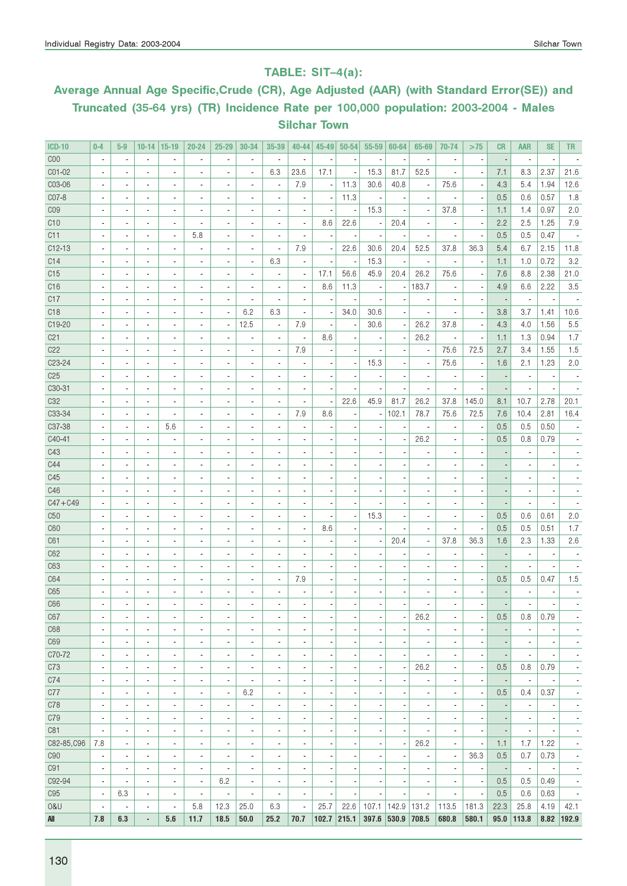## TABLE: SIT–4(a):

### Average Annual Age Specific,Crude (CR), Age Adjusted (AAR) (with Standard Error(SE)) and Truncated (35-64 yrs) (TR) Incidence Rate per 100,000 population: 2003-2004 - Males Silchar Town

| ICD-10 | 0-4 | 5-9 | 10-14 | 15-19 | 20-24 | 25-29 | 30-34 | 35-39 | 40-44 | 45-49 | 50-54 | 55-59 | 60-64 | 65-69 | 70-74 | >75 | CR | AAR | SE | TR |
|---|---|---|---|---|---|---|---|---|---|---|---|---|---|---|---|---|---|---|---|---|
| C00 | - | - | - | - | - | - | - | - | - | - | - | - | - | - | - | - | - | - | - | - |
| C01-02 | - | - | - | - | - | - | - | 6.3 | 23.6 | 17.1 | - | 15.3 | 81.7 | 52.5 | - | - | 7.1 | 8.3 | 2.37 | 21.6 |
| C03-06 | - | - | - | - | - | - | - | - | 7.9 | - | 11.3 | 30.6 | 40.8 | - | 75.6 | - | 4.3 | 5.4 | 1.94 | 12.6 |
| C07-8 | - | - | - | - | - | - | - | - | - | - | 11.3 | - | - | - | - | - | 0.5 | 0.6 | 0.57 | 1.8 |
| C09 | - | - | - | - | - | - | - | - | - | - | - | 15.3 | - | - | 37.8 | - | 1.1 | 1.4 | 0.97 | 2.0 |
| C10 | - | - | - | - | - | - | - | - | - | 8.6 | 22.6 | - | 20.4 | - | - | - | 2.2 | 2.5 | 1.25 | 7.9 |
| C11 | - | - | - | - | 5.8 | - | - | - | - | - | - | - | - | - | - | - | 0.5 | 0.5 | 0.47 | - |
| C12-13 | - | - | - | - | - | - | - | - | 7.9 | - | 22.6 | 30.6 | 20.4 | 52.5 | 37.8 | 36.3 | 5.4 | 6.7 | 2.15 | 11.8 |
| C14 | - | - | - | - | - | - | - | 6.3 | - | - | - | 15.3 | - | - | - | - | 1.1 | 1.0 | 0.72 | 3.2 |
| C15 | - | - | - | - | - | - | - | - | - | 17.1 | 56.6 | 45.9 | 20.4 | 26.2 | 75.6 | - | 7.6 | 8.8 | 2.38 | 21.0 |
| C16 | - | - | - | - | - | - | - | - | - | 8.6 | 11.3 | - | - | 183.7 | - | - | 4.9 | 6.6 | 2.22 | 3.5 |
| C17 | - | - | - | - | - | - | - | - | - | - | - | - | - | - | - | - | - | - | - | - |
| C18 | - | - | - | - | - | - | 6.2 | 6.3 | - | - | 34.0 | 30.6 | - | - | - | - | 3.8 | 3.7 | 1.41 | 10.6 |
| C19-20 | - | - | - | - | - | - | 12.5 | - | 7.9 | - | - | 30.6 | - | 26.2 | 37.8 | - | 4.3 | 4.0 | 1.56 | 5.5 |
| C21 | - | - | - | - | - | - | - | - | - | 8.6 | - | - | - | 26.2 | - | - | 1.1 | 1.3 | 0.94 | 1.7 |
| C22 | - | - | - | - | - | - | - | - | 7.9 | - | - | - | - | - | 75.6 | 72.5 | 2.7 | 3.4 | 1.55 | 1.5 |
| C23-24 | - | - | - | - | - | - | - | - | - | - | - | 15.3 | - | - | 75.6 | - | 1.6 | 2.1 | 1.23 | 2.0 |
| C25 | - | - | - | - | - | - | - | - | - | - | - | - | - | - | - | - | - | - | - | - |
| C30-31 | - | - | - | - | - | - | - | - | - | - | - | - | - | - | - | - | - | - | - | - |
| C32 | - | - | - | - | - | - | - | - | - | - | 22.6 | 45.9 | 81.7 | 26.2 | 37.8 | 145.0 | 8.1 | 10.7 | 2.78 | 20.1 |
| C33-34 | - | - | - | - | - | - | - | - | 7.9 | 8.6 | - | - | 102.1 | 78.7 | 75.6 | 72.5 | 7.6 | 10.4 | 2.81 | 16.4 |
| C37-38 | - | - | - | 5.6 | - | - | - | - | - | - | - | - | - | - | - | - | 0.5 | 0.5 | 0.50 | - |
| C40-41 | - | - | - | - | - | - | - | - | - | - | - | - | - | 26.2 | - | - | 0.5 | 0.8 | 0.79 | - |
| C43 | - | - | - | - | - | - | - | - | - | - | - | - | - | - | - | - | - | - | - | - |
| C44 | - | - | - | - | - | - | - | - | - | - | - | - | - | - | - | - | - | - | - | - |
| C45 | - | - | - | - | - | - | - | - | - | - | - | - | - | - | - | - | - | - | - | - |
| C46 | - | - | - | - | - | - | - | - | - | - | - | - | - | - | - | - | - | - | - | - |
| C47+C49 | - | - | - | - | - | - | - | - | - | - | - | - | - | - | - | - | - | - | - | - |
| C50 | - | - | - | - | - | - | - | - | - | - | - | 15.3 | - | - | - | - | 0.5 | 0.6 | 0.61 | 2.0 |
| C60 | - | - | - | - | - | - | - | - | - | 8.6 | - | - | - | - | - | - | 0.5 | 0.5 | 0.51 | 1.7 |
| C61 | - | - | - | - | - | - | - | - | - | - | - | - | 20.4 | - | 37.8 | 36.3 | 1.6 | 2.3 | 1.33 | 2.6 |
| C62 | - | - | - | - | - | - | - | - | - | - | - | - | - | - | - | - | - | - | - | - |
| C63 | - | - | - | - | - | - | - | - | - | - | - | - | - | - | - | - | - | - | - | - |
| C64 | - | - | - | - | - | - | - | - | 7.9 | - | - | - | - | - | - | - | 0.5 | 0.5 | 0.47 | 1.5 |
| C65 | - | - | - | - | - | - | - | - | - | - | - | - | - | - | - | - | - | - | - | - |
| C66 | - | - | - | - | - | - | - | - | - | - | - | - | - | - | - | - | - | - | - | - |
| C67 | - | - | - | - | - | - | - | - | - | - | - | - | - | 26.2 | - | - | 0.5 | 0.8 | 0.79 | - |
| C68 | - | - | - | - | - | - | - | - | - | - | - | - | - | - | - | - | - | - | - | - |
| C69 | - | - | - | - | - | - | - | - | - | - | - | - | - | - | - | - | - | - | - | - |
| C70-72 | - | - | - | - | - | - | - | - | - | - | - | - | - | - | - | - | - | - | - | - |
| C73 | - | - | - | - | - | - | - | - | - | - | - | - | - | 26.2 | - | - | 0.5 | 0.8 | 0.79 | - |
| C74 | - | - | - | - | - | - | - | - | - | - | - | - | - | - | - | - | - | - | - | - |
| C77 | - | - | - | - | - | - | 6.2 | - | - | - | - | - | - | - | - | - | 0.5 | 0.4 | 0.37 | - |
| C78 | - | - | - | - | - | - | - | - | - | - | - | - | - | - | - | - | - | - | - | - |
| C79 | - | - | - | - | - | - | - | - | - | - | - | - | - | - | - | - | - | - | - | - |
| C81 | - | - | - | - | - | - | - | - | - | - | - | - | - | - | - | - | - | - | - | - |
| C82-85,C96 | 7.8 | - | - | - | - | - | - | - | - | - | - | - | - | 26.2 | - | - | 1.1 | 1.7 | 1.22 | - |
| C90 | - | - | - | - | - | - | - | - | - | - | - | - | - | - | - | 36.3 | 0.5 | 0.7 | 0.73 | - |
| C91 | - | - | - | - | - | - | - | - | - | - | - | - | - | - | - | - | - | - | - | - |
| C92-94 | - | - | - | - | - | 6.2 | - | - | - | - | - | - | - | - | - | - | 0.5 | 0.5 | 0.49 | - |
| C95 | - | 6.3 | - | - | - | - | - | - | - | - | - | - | - | - | - | - | 0.5 | 0.6 | 0.63 | - |
| O&U | - | - | - | - | 5.8 | 12.3 | 25.0 | 6.3 | - | 25.7 | 22.6 | 107.1 | 142.9 | 131.2 | 113.5 | 181.3 | 22.3 | 25.8 | 4.19 | 42.1 |
| **All** | **7.8** | **6.3** | **-** | **5.6** | **11.7** | **18.5** | **50.0** | **25.2** | **70.7** | **102.7** | **215.1** | **397.6** | **530.9** | **708.5** | **680.8** | **580.1** | **95.0** | **113.8** | **8.82** | **192.9** |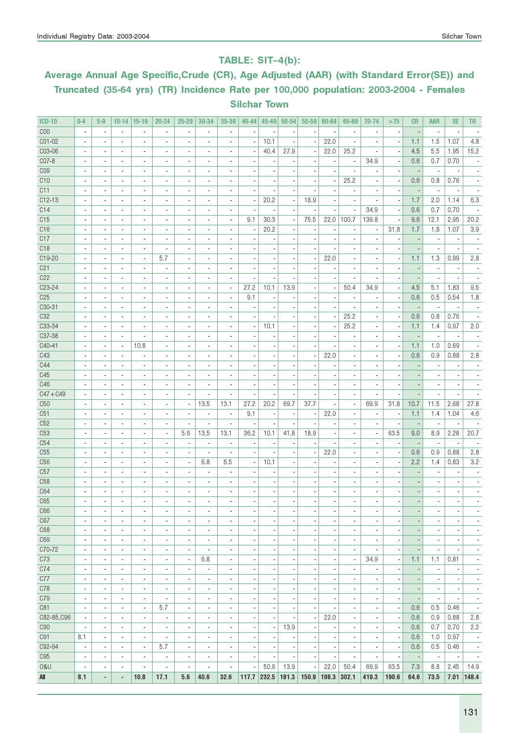## TABLE: SIT–4(b):

### Average Annual Age Specific,Crude (CR), Age Adjusted (AAR) (with Standard Error(SE)) and Truncated (35-64 yrs) (TR) Incidence Rate per 100,000 population: 2003-2004 - Females Silchar Town

| ICD-10 | 0-4 | 5-9 | 10-14 | 15-19 | 20-24 | 25-29 | 30-34 | 35-39 | 40-44 | 45-49 | 50-54 | 55-59 | 60-64 | 65-69 | 70-74 | >75 | CR | AAR | SE | TR |
|---|---|---|---|---|---|---|---|---|---|---|---|---|---|---|---|---|---|---|---|---|
| C00 | - | - | - | - | - | - | - | - | - | - | - | - | - | - | - | - | - | - | - | - |
| C01-02 | - | - | - | - | - | - | - | - | - | 10.1 | - | - | 22.0 | - | - | - | 1.1 | 1.5 | 1.07 | 4.8 |
| C03-06 | - | - | - | - | - | - | - | - | - | 40.4 | 27.9 | - | 22.0 | 25.2 | - | - | 4.5 | 5.5 | 1.95 | 15.2 |
| C07-8 | - | - | - | - | - | - | - | - | - | - | - | - | - | - | 34.9 | - | 0.6 | 0.7 | 0.70 | - |
| C09 | - | - | - | - | - | - | - | - | - | - | - | - | - | - | - | - | - | - | - | - |
| C10 | - | - | - | - | - | - | - | - | - | - | - | - | - | 25.2 | - | - | 0.6 | 0.8 | 0.76 | - |
| C11 | - | - | - | - | - | - | - | - | - | - | - | - | - | - | - | - | - | - | - | - |
| C12-13 | - | - | - | - | - | - | - | - | - | 20.2 | - | 18.9 | - | - | - | - | 1.7 | 2.0 | 1.14 | 6.3 |
| C14 | - | - | - | - | - | - | - | - | - | - | - | - | - | - | 34.9 | - | 0.6 | 0.7 | 0.70 | - |
| C15 | - | - | - | - | - | - | - | - | 9.1 | 30.3 | - | 75.5 | 22.0 | 100.7 | 139.8 | - | 9.6 | 12.1 | 2.95 | 20.2 |
| C16 | - | - | - | - | - | - | - | - | - | 20.2 | - | - | - | - | - | 31.8 | 1.7 | 1.8 | 1.07 | 3.9 |
| C17 | - | - | - | - | - | - | - | - | - | - | - | - | - | - | - | - | - | - | - | - |
| C18 | - | - | - | - | - | - | - | - | - | - | - | - | - | - | - | - | - | - | - | - |
| C19-20 | - | - | - | - | 5.7 | - | - | - | - | - | - | - | 22.0 | - | - | - | 1.1 | 1.3 | 0.99 | 2.8 |
| C21 | - | - | - | - | - | - | - | - | - | - | - | - | - | - | - | - | - | - | - | - |
| C22 | - | - | - | - | - | - | - | - | - | - | - | - | - | - | - | - | - | - | - | - |
| C23-24 | - | - | - | - | - | - | - | - | 27.2 | 10.1 | 13.9 | - | - | 50.4 | 34.9 | - | 4.5 | 5.1 | 1.83 | 9.5 |
| C25 | - | - | - | - | - | - | - | - | 9.1 | - | - | - | - | - | - | - | 0.6 | 0.5 | 0.54 | 1.8 |
| C30-31 | - | - | - | - | - | - | - | - | - | - | - | - | - | - | - | - | - | - | - | - |
| C32 | - | - | - | - | - | - | - | - | - | - | - | - | - | 25.2 | - | - | 0.6 | 0.8 | 0.76 | - |
| C33-34 | - | - | - | - | - | - | - | - | - | 10.1 | - | - | - | 25.2 | - | - | 1.1 | 1.4 | 0.97 | 2.0 |
| C37-38 | - | - | - | - | - | - | - | - | - | - | - | - | - | - | - | - | - | - | - | - |
| C40-41 | - | - | - | 10.8 | - | - | - | - | - | - | - | - | - | - | - | - | 1.1 | 1.0 | 0.69 | - |
| C43 | - | - | - | - | - | - | - | - | - | - | - | - | 22.0 | - | - | - | 0.6 | 0.9 | 0.88 | 2.8 |
| C44 | - | - | - | - | - | - | - | - | - | - | - | - | - | - | - | - | - | - | - | - |
| C45 | - | - | - | - | - | - | - | - | - | - | - | - | - | - | - | - | - | - | - | - |
| C46 | - | - | - | - | - | - | - | - | - | - | - | - | - | - | - | - | - | - | - | - |
| C47+C49 | - | - | - | - | - | - | - | - | - | - | - | - | - | - | - | - | - | - | - | - |
| C50 | - | - | - | - | - | - | 13.5 | 13.1 | 27.2 | 20.2 | 69.7 | 37.7 | - | - | 69.9 | 31.8 | 10.7 | 11.5 | 2.68 | 27.8 |
| C51 | - | - | - | - | - | - | - | - | 9.1 | - | - | - | 22.0 | - | - | - | 1.1 | 1.4 | 1.04 | 4.6 |
| C52 | - | - | - | - | - | - | - | - | - | - | - | - | - | - | - | - | - | - | - | - |
| C53 | - | - | - | - | - | 5.6 | 13.5 | 13.1 | 36.2 | 10.1 | 41.8 | 18.9 | - | - | - | 63.5 | 9.0 | 8.9 | 2.28 | 20.7 |
| C54 | - | - | - | - | - | - | - | - | - | - | - | - | - | - | - | - | - | - | - | - |
| C55 | - | - | - | - | - | - | - | - | - | - | - | - | 22.0 | - | - | - | 0.6 | 0.9 | 0.88 | 2.8 |
| C56 | - | - | - | - | - | - | 6.8 | 6.5 | - | 10.1 | - | - | - | - | - | - | 2.2 | 1.4 | 0.83 | 3.2 |
| C57 | - | - | - | - | - | - | - | - | - | - | - | - | - | - | - | - | - | - | - | - |
| C58 | - | - | - | - | - | - | - | - | - | - | - | - | - | - | - | - | - | - | - | - |
| C64 | - | - | - | - | - | - | - | - | - | - | - | - | - | - | - | - | - | - | - | - |
| C65 | - | - | - | - | - | - | - | - | - | - | - | - | - | - | - | - | - | - | - | - |
| C66 | - | - | - | - | - | - | - | - | - | - | - | - | - | - | - | - | - | - | - | - |
| C67 | - | - | - | - | - | - | - | - | - | - | - | - | - | - | - | - | - | - | - | - |
| C68 | - | - | - | - | - | - | - | - | - | - | - | - | - | - | - | - | - | - | - | - |
| C69 | - | - | - | - | - | - | - | - | - | - | - | - | - | - | - | - | - | - | - | - |
| C70-72 | - | - | - | - | - | - | - | - | - | - | - | - | - | - | - | - | - | - | - | - |
| C73 | - | - | - | - | - | - | 6.8 | - | - | - | - | - | - | - | 34.9 | - | 1.1 | 1.1 | 0.81 | - |
| C74 | - | - | - | - | - | - | - | - | - | - | - | - | - | - | - | - | - | - | - | - |
| C77 | - | - | - | - | - | - | - | - | - | - | - | - | - | - | - | - | - | - | - | - |
| C78 | - | - | - | - | - | - | - | - | - | - | - | - | - | - | - | - | - | - | - | - |
| C79 | - | - | - | - | - | - | - | - | - | - | - | - | - | - | - | - | - | - | - | - |
| C81 | - | - | - | - | 5.7 | - | - | - | - | - | - | - | - | - | - | - | 0.6 | 0.5 | 0.46 | - |
| C82-85,C96 | - | - | - | - | - | - | - | - | - | - | - | - | 22.0 | - | - | - | 0.6 | 0.9 | 0.88 | 2.8 |
| C90 | - | - | - | - | - | - | - | - | - | - | 13.9 | - | - | - | - | - | 0.6 | 0.7 | 0.70 | 2.2 |
| C91 | 8.1 | - | - | - | - | - | - | - | - | - | - | - | - | - | - | - | 0.6 | 1.0 | 0.97 | - |
| C92-94 | - | - | - | - | 5.7 | - | - | - | - | - | - | - | - | - | - | - | 0.6 | 0.5 | 0.46 | - |
| C95 | - | - | - | - | - | - | - | - | - | - | - | - | - | - | - | - | - | - | - | - |
| O&U | - | - | - | - | - | - | - | - | - | 50.6 | 13.9 | - | 22.0 | 50.4 | 69.9 | 63.5 | 7.3 | 8.8 | 2.45 | 14.9 |
| **All** | **8.1** | **-** | **-** | **10.8** | **17.1** | **5.6** | **40.6** | **32.6** | **117.7** | **232.5** | **181.3** | **150.9** | **198.3** | **302.1** | **419.3** | **190.6** | **64.6** | **73.5** | **7.01** | **148.4** |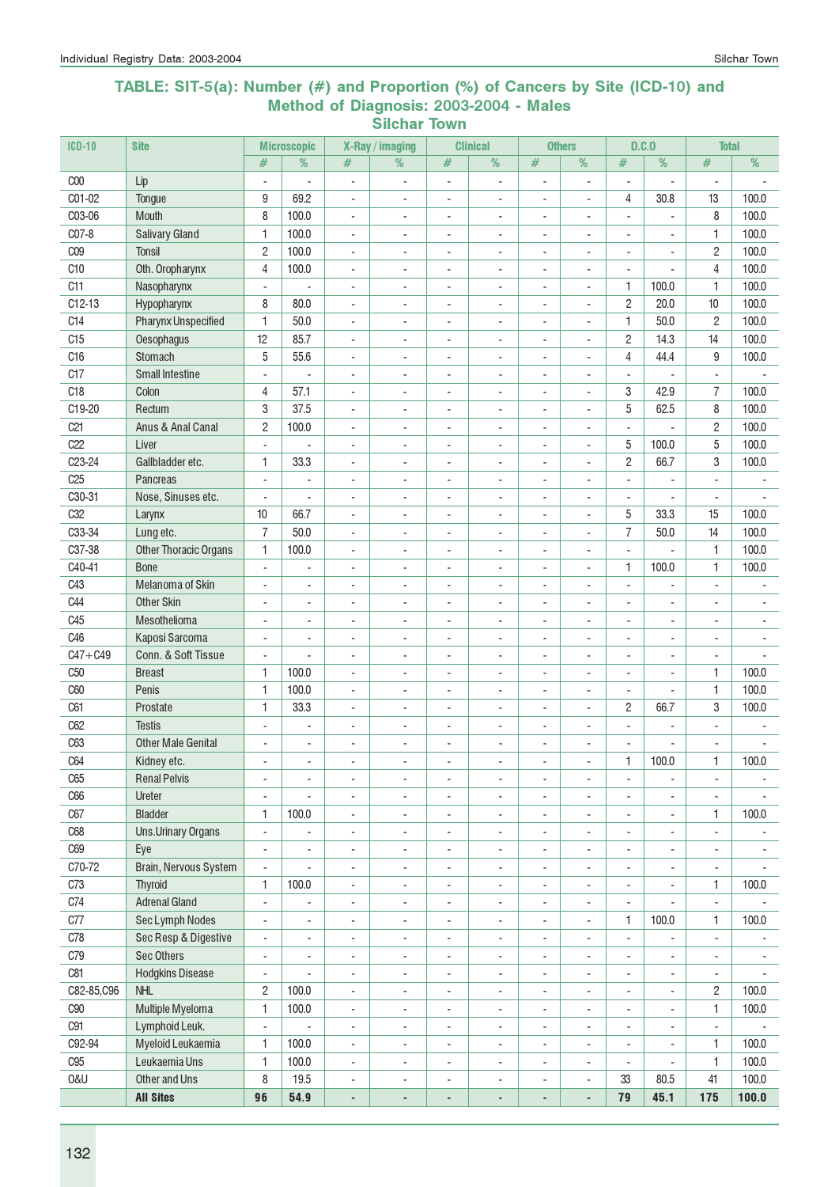## TABLE: SIT-5(a): Number (#) and Proportion (%) of Cancers by Site (ICD-10) and Method of Diagnosis: 2003-2004 - Males

### Silchar Town

| ICD-10 | Site | Microscopic | | X-Ray / imaging | | Clinical | | Others | | D.C.O | | Total | |
|---|---|---|---|---|---|---|---|---|---|---|---|---|---|
| | | # | % | # | % | # | % | # | % | # | % | # | % |
| C00 | Lip | - | - | - | - | - | - | - | - | - | - | - | - |
| C01-02 | Tongue | 9 | 69.2 | - | - | - | - | - | - | 4 | 30.8 | 13 | 100.0 |
| C03-06 | Mouth | 8 | 100.0 | - | - | - | - | - | - | - | - | 8 | 100.0 |
| C07-8 | Salivary Gland | 1 | 100.0 | - | - | - | - | - | - | - | - | 1 | 100.0 |
| C09 | Tonsil | 2 | 100.0 | - | - | - | - | - | - | - | - | 2 | 100.0 |
| C10 | Oth. Oropharynx | 4 | 100.0 | - | - | - | - | - | - | - | - | 4 | 100.0 |
| C11 | Nasopharynx | - | - | - | - | - | - | - | - | 1 | 100.0 | 1 | 100.0 |
| C12-13 | Hypopharynx | 8 | 80.0 | - | - | - | - | - | - | 2 | 20.0 | 10 | 100.0 |
| C14 | Pharynx Unspecified | 1 | 50.0 | - | - | - | - | - | - | 1 | 50.0 | 2 | 100.0 |
| C15 | Oesophagus | 12 | 85.7 | - | - | - | - | - | - | 2 | 14.3 | 14 | 100.0 |
| C16 | Stomach | 5 | 55.6 | - | - | - | - | - | - | 4 | 44.4 | 9 | 100.0 |
| C17 | Small Intestine | - | - | - | - | - | - | - | - | - | - | - | - |
| C18 | Colon | 4 | 57.1 | - | - | - | - | - | - | 3 | 42.9 | 7 | 100.0 |
| C19-20 | Rectum | 3 | 37.5 | - | - | - | - | - | - | 5 | 62.5 | 8 | 100.0 |
| C21 | Anus & Anal Canal | 2 | 100.0 | - | - | - | - | - | - | - | - | 2 | 100.0 |
| C22 | Liver | - | - | - | - | - | - | - | - | 5 | 100.0 | 5 | 100.0 |
| C23-24 | Gallbladder etc. | 1 | 33.3 | - | - | - | - | - | - | 2 | 66.7 | 3 | 100.0 |
| C25 | Pancreas | - | - | - | - | - | - | - | - | - | - | - | - |
| C30-31 | Nose, Sinuses etc. | - | - | - | - | - | - | - | - | - | - | - | - |
| C32 | Larynx | 10 | 66.7 | - | - | - | - | - | - | 5 | 33.3 | 15 | 100.0 |
| C33-34 | Lung etc. | 7 | 50.0 | - | - | - | - | - | - | 7 | 50.0 | 14 | 100.0 |
| C37-38 | Other Thoracic Organs | 1 | 100.0 | - | - | - | - | - | - | - | - | 1 | 100.0 |
| C40-41 | Bone | - | - | - | - | - | - | - | - | 1 | 100.0 | 1 | 100.0 |
| C43 | Melanoma of Skin | - | - | - | - | - | - | - | - | - | - | - | - |
| C44 | Other Skin | - | - | - | - | - | - | - | - | - | - | - | - |
| C45 | Mesothelioma | - | - | - | - | - | - | - | - | - | - | - | - |
| C46 | Kaposi Sarcoma | - | - | - | - | - | - | - | - | - | - | - | - |
| C47+C49 | Conn. & Soft Tissue | - | - | - | - | - | - | - | - | - | - | - | - |
| C50 | Breast | 1 | 100.0 | - | - | - | - | - | - | - | - | 1 | 100.0 |
| C60 | Penis | 1 | 100.0 | - | - | - | - | - | - | - | - | 1 | 100.0 |
| C61 | Prostate | 1 | 33.3 | - | - | - | - | - | - | 2 | 66.7 | 3 | 100.0 |
| C62 | Testis | - | - | - | - | - | - | - | - | - | - | - | - |
| C63 | Other Male Genital | - | - | - | - | - | - | - | - | - | - | - | - |
| C64 | Kidney etc. | - | - | - | - | - | - | - | - | 1 | 100.0 | 1 | 100.0 |
| C65 | Renal Pelvis | - | - | - | - | - | - | - | - | - | - | - | - |
| C66 | Ureter | - | - | - | - | - | - | - | - | - | - | - | - |
| C67 | Bladder | 1 | 100.0 | - | - | - | - | - | - | - | - | 1 | 100.0 |
| C68 | Uns.Urinary Organs | - | - | - | - | - | - | - | - | - | - | - | - |
| C69 | Eye | - | - | - | - | - | - | - | - | - | - | - | - |
| C70-72 | Brain, Nervous System | - | - | - | - | - | - | - | - | - | - | - | - |
| C73 | Thyroid | 1 | 100.0 | - | - | - | - | - | - | - | - | 1 | 100.0 |
| C74 | Adrenal Gland | - | - | - | - | - | - | - | - | - | - | - | - |
| C77 | Sec Lymph Nodes | - | - | - | - | - | - | - | - | 1 | 100.0 | 1 | 100.0 |
| C78 | Sec Resp & Digestive | - | - | - | - | - | - | - | - | - | - | - | - |
| C79 | Sec Others | - | - | - | - | - | - | - | - | - | - | - | - |
| C81 | Hodgkins Disease | - | - | - | - | - | - | - | - | - | - | - | - |
| C82-85,C96 | NHL | 2 | 100.0 | - | - | - | - | - | - | - | - | 2 | 100.0 |
| C90 | Multiple Myeloma | 1 | 100.0 | - | - | - | - | - | - | - | - | 1 | 100.0 |
| C91 | Lymphoid Leuk. | - | - | - | - | - | - | - | - | - | - | - | - |
| C92-94 | Myeloid Leukaemia | 1 | 100.0 | - | - | - | - | - | - | - | - | 1 | 100.0 |
| C95 | Leukaemia Uns | 1 | 100.0 | - | - | - | - | - | - | - | - | 1 | 100.0 |
| O&U | Other and Uns | 8 | 19.5 | - | - | - | - | - | - | 33 | 80.5 | 41 | 100.0 |
| | **All Sites** | **96** | **54.9** | **-** | **-** | **-** | **-** | **-** | **-** | **79** | **45.1** | **175** | **100.0** |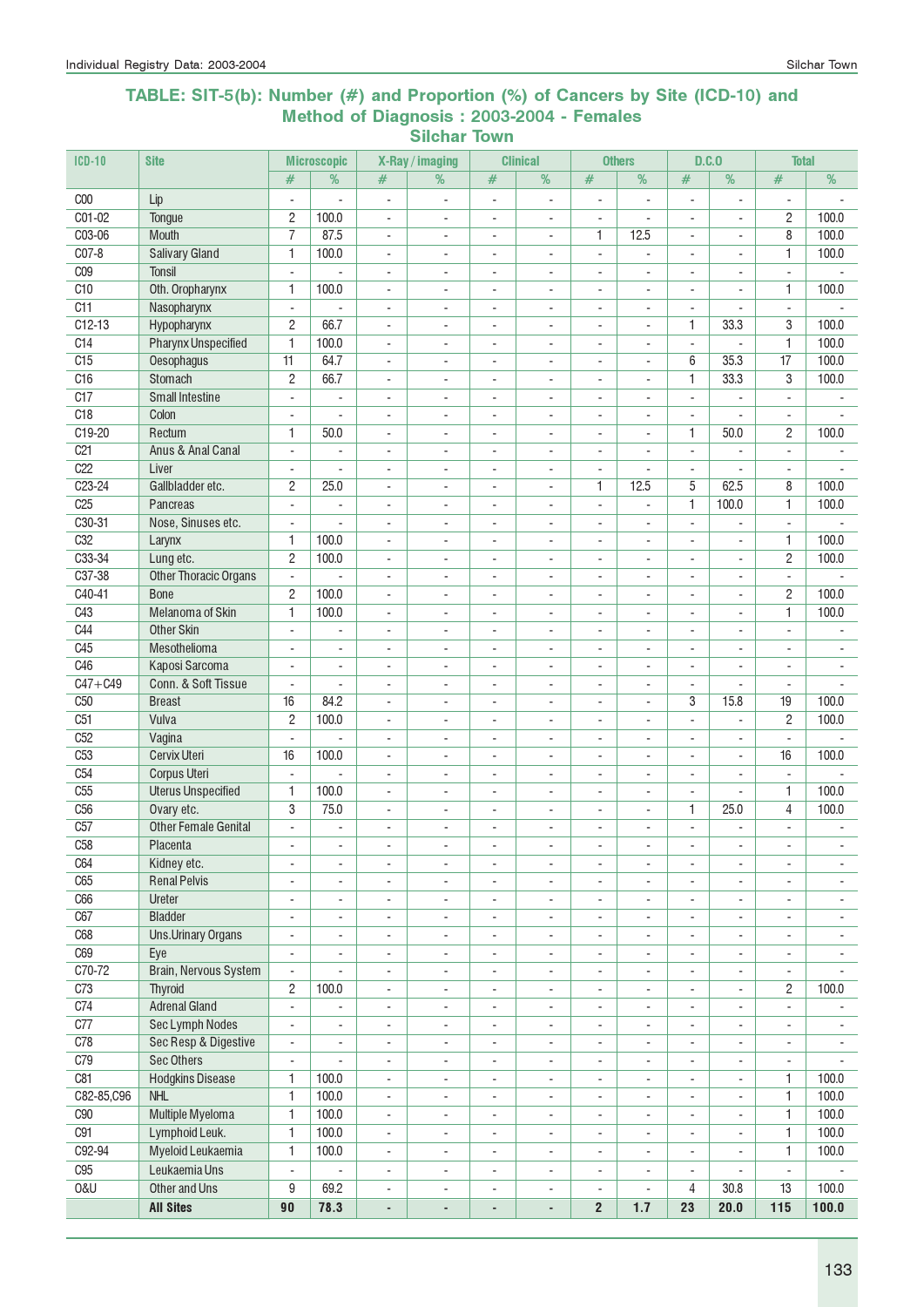## TABLE: SIT-5(b): Number (#) and Proportion (%) of Cancers by Site (ICD-10) and Method of Diagnosis : 2003-2004 - Females

### Silchar Town

| ICD-10 | Site | Microscopic | | X-Ray / imaging | | Clinical | | Others | | D.C.O | | Total | |
|---|---|---|---|---|---|---|---|---|---|---|---|---|---|
| | | # | % | # | % | # | % | # | % | # | % | # | % |
| C00 | Lip | - | - | - | - | - | - | - | - | - | - | - | - |
| C01-02 | Tongue | 2 | 100.0 | - | - | - | - | - | - | - | - | 2 | 100.0 |
| C03-06 | Mouth | 7 | 87.5 | - | - | - | - | 1 | 12.5 | - | - | 8 | 100.0 |
| C07-8 | Salivary Gland | 1 | 100.0 | - | - | - | - | - | - | - | - | 1 | 100.0 |
| C09 | Tonsil | - | - | - | - | - | - | - | - | - | - | - | - |
| C10 | Oth. Oropharynx | 1 | 100.0 | - | - | - | - | - | - | - | - | 1 | 100.0 |
| C11 | Nasopharynx | - | - | - | - | - | - | - | - | - | - | - | - |
| C12-13 | Hypopharynx | 2 | 66.7 | - | - | - | - | - | - | 1 | 33.3 | 3 | 100.0 |
| C14 | Pharynx Unspecified | 1 | 100.0 | - | - | - | - | - | - | - | - | 1 | 100.0 |
| C15 | Oesophagus | 11 | 64.7 | - | - | - | - | - | - | 6 | 35.3 | 17 | 100.0 |
| C16 | Stomach | 2 | 66.7 | - | - | - | - | - | - | 1 | 33.3 | 3 | 100.0 |
| C17 | Small Intestine | - | - | - | - | - | - | - | - | - | - | - | - |
| C18 | Colon | - | - | - | - | - | - | - | - | - | - | - | - |
| C19-20 | Rectum | 1 | 50.0 | - | - | - | - | - | - | 1 | 50.0 | 2 | 100.0 |
| C21 | Anus & Anal Canal | - | - | - | - | - | - | - | - | - | - | - | - |
| C22 | Liver | - | - | - | - | - | - | - | - | - | - | - | - |
| C23-24 | Gallbladder etc. | 2 | 25.0 | - | - | - | - | 1 | 12.5 | 5 | 62.5 | 8 | 100.0 |
| C25 | Pancreas | - | - | - | - | - | - | - | - | 1 | 100.0 | 1 | 100.0 |
| C30-31 | Nose, Sinuses etc. | - | - | - | - | - | - | - | - | - | - | - | - |
| C32 | Larynx | 1 | 100.0 | - | - | - | - | - | - | - | - | 1 | 100.0 |
| C33-34 | Lung etc. | 2 | 100.0 | - | - | - | - | - | - | - | - | 2 | 100.0 |
| C37-38 | Other Thoracic Organs | - | - | - | - | - | - | - | - | - | - | - | - |
| C40-41 | Bone | 2 | 100.0 | - | - | - | - | - | - | - | - | 2 | 100.0 |
| C43 | Melanoma of Skin | 1 | 100.0 | - | - | - | - | - | - | - | - | 1 | 100.0 |
| C44 | Other Skin | - | - | - | - | - | - | - | - | - | - | - | - |
| C45 | Mesothelioma | - | - | - | - | - | - | - | - | - | - | - | - |
| C46 | Kaposi Sarcoma | - | - | - | - | - | - | - | - | - | - | - | - |
| C47+C49 | Conn. & Soft Tissue | - | - | - | - | - | - | - | - | - | - | - | - |
| C50 | Breast | 16 | 84.2 | - | - | - | - | - | - | 3 | 15.8 | 19 | 100.0 |
| C51 | Vulva | 2 | 100.0 | - | - | - | - | - | - | - | - | 2 | 100.0 |
| C52 | Vagina | - | - | - | - | - | - | - | - | - | - | - | - |
| C53 | Cervix Uteri | 16 | 100.0 | - | - | - | - | - | - | - | - | 16 | 100.0 |
| C54 | Corpus Uteri | - | - | - | - | - | - | - | - | - | - | - | - |
| C55 | Uterus Unspecified | 1 | 100.0 | - | - | - | - | - | - | - | - | 1 | 100.0 |
| C56 | Ovary etc. | 3 | 75.0 | - | - | - | - | - | - | 1 | 25.0 | 4 | 100.0 |
| C57 | Other Female Genital | - | - | - | - | - | - | - | - | - | - | - | - |
| C58 | Placenta | - | - | - | - | - | - | - | - | - | - | - | - |
| C64 | Kidney etc. | - | - | - | - | - | - | - | - | - | - | - | - |
| C65 | Renal Pelvis | - | - | - | - | - | - | - | - | - | - | - | - |
| C66 | Ureter | - | - | - | - | - | - | - | - | - | - | - | - |
| C67 | Bladder | - | - | - | - | - | - | - | - | - | - | - | - |
| C68 | Uns.Urinary Organs | - | - | - | - | - | - | - | - | - | - | - | - |
| C69 | Eye | - | - | - | - | - | - | - | - | - | - | - | - |
| C70-72 | Brain, Nervous System | - | - | - | - | - | - | - | - | - | - | - | - |
| C73 | Thyroid | 2 | 100.0 | - | - | - | - | - | - | - | - | 2 | 100.0 |
| C74 | Adrenal Gland | - | - | - | - | - | - | - | - | - | - | - | - |
| C77 | Sec Lymph Nodes | - | - | - | - | - | - | - | - | - | - | - | - |
| C78 | Sec Resp & Digestive | - | - | - | - | - | - | - | - | - | - | - | - |
| C79 | Sec Others | - | - | - | - | - | - | - | - | - | - | - | - |
| C81 | Hodgkins Disease | 1 | 100.0 | - | - | - | - | - | - | - | - | 1 | 100.0 |
| C82-85,C96 | NHL | 1 | 100.0 | - | - | - | - | - | - | - | - | 1 | 100.0 |
| C90 | Multiple Myeloma | 1 | 100.0 | - | - | - | - | - | - | - | - | 1 | 100.0 |
| C91 | Lymphoid Leuk. | 1 | 100.0 | - | - | - | - | - | - | - | - | 1 | 100.0 |
| C92-94 | Myeloid Leukaemia | 1 | 100.0 | - | - | - | - | - | - | - | - | 1 | 100.0 |
| C95 | Leukaemia Uns | - | - | - | - | - | - | - | - | - | - | - | - |
| O&U | Other and Uns | 9 | 69.2 | - | - | - | - | - | - | 4 | 30.8 | 13 | 100.0 |
| | **All Sites** | **90** | **78.3** | **-** | **-** | **-** | **-** | **2** | **1.7** | **23** | **20.0** | **115** | **100.0** |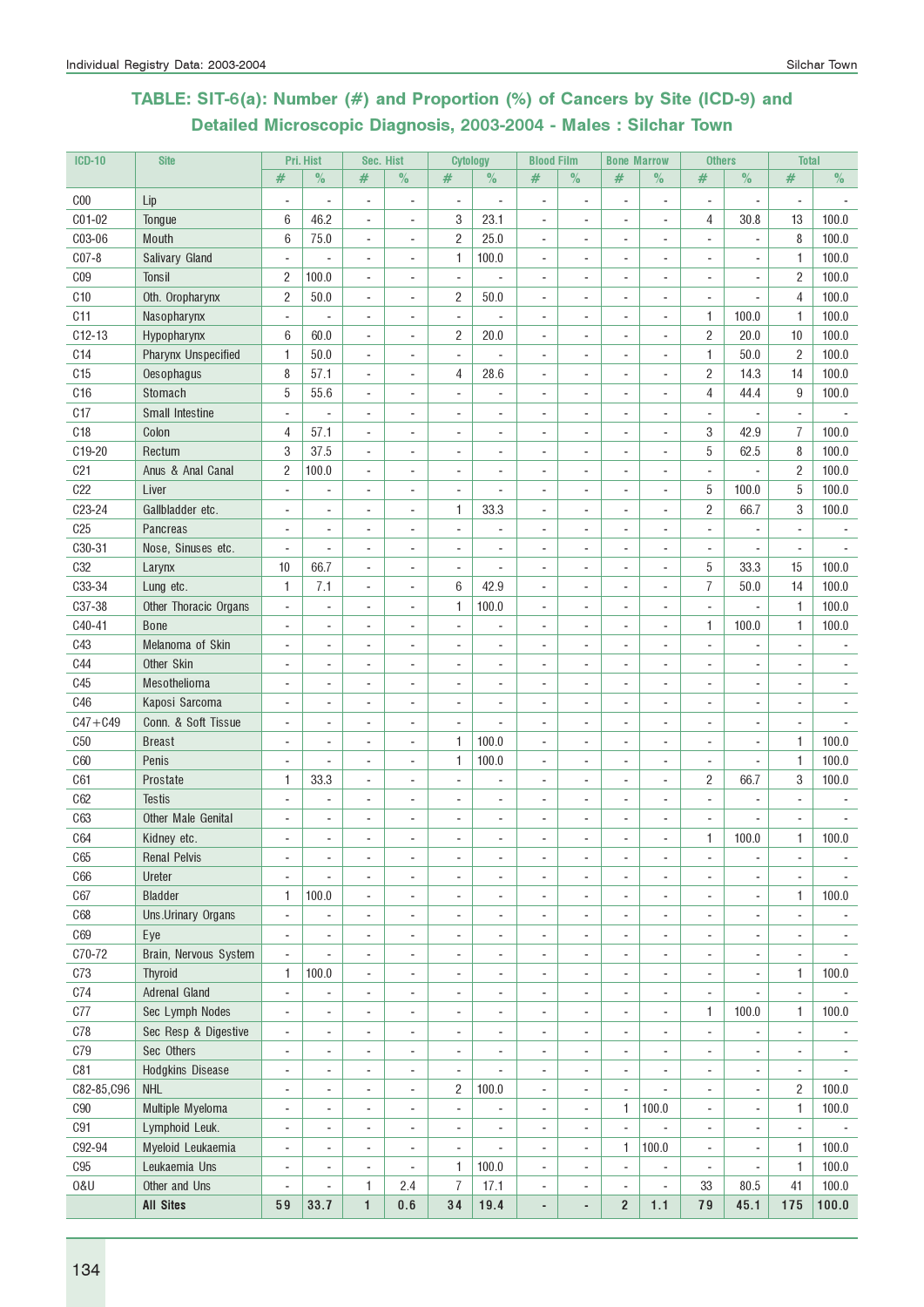## TABLE: SIT-6(a): Number (#) and Proportion (%) of Cancers by Site (ICD-9) and Detailed Microscopic Diagnosis, 2003-2004 - Males : Silchar Town

| ICD-10 | Site | Pri. Hist | | Sec. Hist | | Cytology | | Blood Film | | Bone Marrow | | Others | | Total | |
|---|---|---|---|---|---|---|---|---|---|---|---|---|---|---|---|
| | | # | % | # | % | # | % | # | % | # | % | # | % | # | % |
| C00 | Lip | - | - | - | - | - | - | - | - | - | - | - | - | - | - |
| C01-02 | Tongue | 6 | 46.2 | - | - | 3 | 23.1 | - | - | - | - | 4 | 30.8 | 13 | 100.0 |
| C03-06 | Mouth | 6 | 75.0 | - | - | 2 | 25.0 | - | - | - | - | - | - | 8 | 100.0 |
| C07-8 | Salivary Gland | - | - | - | - | 1 | 100.0 | - | - | - | - | - | - | 1 | 100.0 |
| C09 | Tonsil | 2 | 100.0 | - | - | - | - | - | - | - | - | - | - | 2 | 100.0 |
| C10 | Oth. Oropharynx | 2 | 50.0 | - | - | 2 | 50.0 | - | - | - | - | - | - | 4 | 100.0 |
| C11 | Nasopharynx | - | - | - | - | - | - | - | - | - | - | 1 | 100.0 | 1 | 100.0 |
| C12-13 | Hypopharynx | 6 | 60.0 | - | - | 2 | 20.0 | - | - | - | - | 2 | 20.0 | 10 | 100.0 |
| C14 | Pharynx Unspecified | 1 | 50.0 | - | - | - | - | - | - | - | - | 1 | 50.0 | 2 | 100.0 |
| C15 | Oesophagus | 8 | 57.1 | - | - | 4 | 28.6 | - | - | - | - | 2 | 14.3 | 14 | 100.0 |
| C16 | Stomach | 5 | 55.6 | - | - | - | - | - | - | - | - | 4 | 44.4 | 9 | 100.0 |
| C17 | Small Intestine | - | - | - | - | - | - | - | - | - | - | - | - | - | - |
| C18 | Colon | 4 | 57.1 | - | - | - | - | - | - | - | - | 3 | 42.9 | 7 | 100.0 |
| C19-20 | Rectum | 3 | 37.5 | - | - | - | - | - | - | - | - | 5 | 62.5 | 8 | 100.0 |
| C21 | Anus & Anal Canal | 2 | 100.0 | - | - | - | - | - | - | - | - | - | - | 2 | 100.0 |
| C22 | Liver | - | - | - | - | - | - | - | - | - | - | 5 | 100.0 | 5 | 100.0 |
| C23-24 | Gallbladder etc. | - | - | - | - | 1 | 33.3 | - | - | - | - | 2 | 66.7 | 3 | 100.0 |
| C25 | Pancreas | - | - | - | - | - | - | - | - | - | - | - | - | - | - |
| C30-31 | Nose, Sinuses etc. | - | - | - | - | - | - | - | - | - | - | - | - | - | - |
| C32 | Larynx | 10 | 66.7 | - | - | - | - | - | - | - | - | 5 | 33.3 | 15 | 100.0 |
| C33-34 | Lung etc. | 1 | 7.1 | - | - | 6 | 42.9 | - | - | - | - | 7 | 50.0 | 14 | 100.0 |
| C37-38 | Other Thoracic Organs | - | - | - | - | 1 | 100.0 | - | - | - | - | - | - | 1 | 100.0 |
| C40-41 | Bone | - | - | - | - | - | - | - | - | - | - | 1 | 100.0 | 1 | 100.0 |
| C43 | Melanoma of Skin | - | - | - | - | - | - | - | - | - | - | - | - | - | - |
| C44 | Other Skin | - | - | - | - | - | - | - | - | - | - | - | - | - | - |
| C45 | Mesothelioma | - | - | - | - | - | - | - | - | - | - | - | - | - | - |
| C46 | Kaposi Sarcoma | - | - | - | - | - | - | - | - | - | - | - | - | - | - |
| C47+C49 | Conn. & Soft Tissue | - | - | - | - | - | - | - | - | - | - | - | - | - | - |
| C50 | Breast | - | - | - | - | 1 | 100.0 | - | - | - | - | - | - | 1 | 100.0 |
| C60 | Penis | - | - | - | - | 1 | 100.0 | - | - | - | - | - | - | 1 | 100.0 |
| C61 | Prostate | 1 | 33.3 | - | - | - | - | - | - | - | - | 2 | 66.7 | 3 | 100.0 |
| C62 | Testis | - | - | - | - | - | - | - | - | - | - | - | - | - | - |
| C63 | Other Male Genital | - | - | - | - | - | - | - | - | - | - | - | - | - | - |
| C64 | Kidney etc. | - | - | - | - | - | - | - | - | - | - | 1 | 100.0 | 1 | 100.0 |
| C65 | Renal Pelvis | - | - | - | - | - | - | - | - | - | - | - | - | - | - |
| C66 | Ureter | - | - | - | - | - | - | - | - | - | - | - | - | - | - |
| C67 | Bladder | 1 | 100.0 | - | - | - | - | - | - | - | - | - | - | 1 | 100.0 |
| C68 | Uns.Urinary Organs | - | - | - | - | - | - | - | - | - | - | - | - | - | - |
| C69 | Eye | - | - | - | - | - | - | - | - | - | - | - | - | - | - |
| C70-72 | Brain, Nervous System | - | - | - | - | - | - | - | - | - | - | - | - | - | - |
| C73 | Thyroid | 1 | 100.0 | - | - | - | - | - | - | - | - | - | - | 1 | 100.0 |
| C74 | Adrenal Gland | - | - | - | - | - | - | - | - | - | - | - | - | - | - |
| C77 | Sec Lymph Nodes | - | - | - | - | - | - | - | - | - | - | 1 | 100.0 | 1 | 100.0 |
| C78 | Sec Resp & Digestive | - | - | - | - | - | - | - | - | - | - | - | - | - | - |
| C79 | Sec Others | - | - | - | - | - | - | - | - | - | - | - | - | - | - |
| C81 | Hodgkins Disease | - | - | - | - | - | - | - | - | - | - | - | - | - | - |
| C82-85,C96 | NHL | - | - | - | - | 2 | 100.0 | - | - | - | - | - | - | 2 | 100.0 |
| C90 | Multiple Myeloma | - | - | - | - | - | - | - | - | 1 | 100.0 | - | - | 1 | 100.0 |
| C91 | Lymphoid Leuk. | - | - | - | - | - | - | - | - | - | - | - | - | - | - |
| C92-94 | Myeloid Leukaemia | - | - | - | - | - | - | - | - | 1 | 100.0 | - | - | 1 | 100.0 |
| C95 | Leukaemia Uns | - | - | - | - | 1 | 100.0 | - | - | - | - | - | - | 1 | 100.0 |
| O&U | Other and Uns | - | - | 1 | 2.4 | 7 | 17.1 | - | - | - | - | 33 | 80.5 | 41 | 100.0 |
| | **All Sites** | **59** | **33.7** | **1** | **0.6** | **34** | **19.4** | **-** | **-** | **2** | **1.1** | **79** | **45.1** | **175** | **100.0** |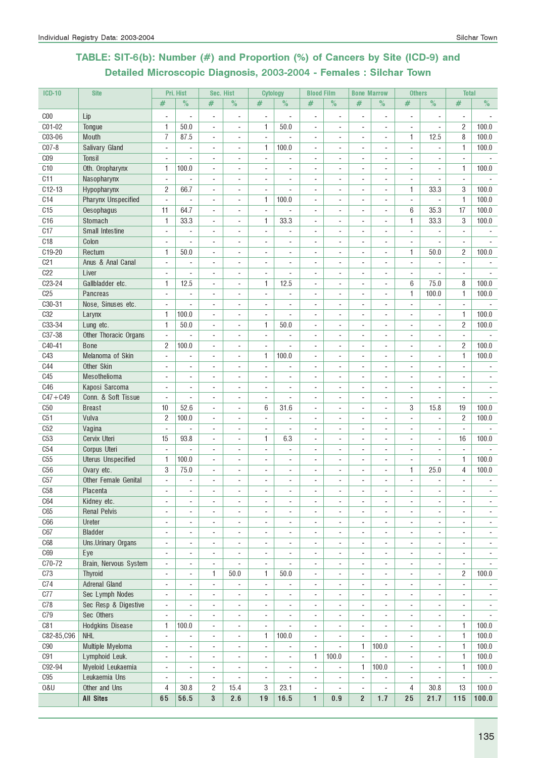## TABLE: SIT-6(b): Number (#) and Proportion (%) of Cancers by Site (ICD-9) and Detailed Microscopic Diagnosis, 2003-2004 - Females : Silchar Town

| ICD-10 | Site | Pri. Hist | | Sec. Hist | | Cytology | | Blood Film | | Bone Marrow | | Others | | Total | |
|---|---|---|---|---|---|---|---|---|---|---|---|---|---|---|---|
| | | # | % | # | % | # | % | # | % | # | % | # | % | # | % |
| C00 | Lip | - | - | - | - | - | - | - | - | - | - | - | - | - | - |
| C01-02 | Tongue | 1 | 50.0 | - | - | 1 | 50.0 | - | - | - | - | - | - | 2 | 100.0 |
| C03-06 | Mouth | 7 | 87.5 | - | - | - | - | - | - | - | - | 1 | 12.5 | 8 | 100.0 |
| C07-8 | Salivary Gland | - | - | - | - | 1 | 100.0 | - | - | - | - | - | - | 1 | 100.0 |
| C09 | Tonsil | - | - | - | - | - | - | - | - | - | - | - | - | - | - |
| C10 | Oth. Oropharynx | 1 | 100.0 | - | - | - | - | - | - | - | - | - | - | 1 | 100.0 |
| C11 | Nasopharynx | - | - | - | - | - | - | - | - | - | - | - | - | - | - |
| C12-13 | Hypopharynx | 2 | 66.7 | - | - | - | - | - | - | - | - | 1 | 33.3 | 3 | 100.0 |
| C14 | Pharynx Unspecified | - | - | - | - | 1 | 100.0 | - | - | - | - | - | - | 1 | 100.0 |
| C15 | Oesophagus | 11 | 64.7 | - | - | - | - | - | - | - | - | 6 | 35.3 | 17 | 100.0 |
| C16 | Stomach | 1 | 33.3 | - | - | 1 | 33.3 | - | - | - | - | 1 | 33.3 | 3 | 100.0 |
| C17 | Small Intestine | - | - | - | - | - | - | - | - | - | - | - | - | - | - |
| C18 | Colon | - | - | - | - | - | - | - | - | - | - | - | - | - | - |
| C19-20 | Rectum | 1 | 50.0 | - | - | - | - | - | - | - | - | 1 | 50.0 | 2 | 100.0 |
| C21 | Anus & Anal Canal | - | - | - | - | - | - | - | - | - | - | - | - | - | - |
| C22 | Liver | - | - | - | - | - | - | - | - | - | - | - | - | - | - |
| C23-24 | Gallbladder etc. | 1 | 12.5 | - | - | 1 | 12.5 | - | - | - | - | 6 | 75.0 | 8 | 100.0 |
| C25 | Pancreas | - | - | - | - | - | - | - | - | - | - | 1 | 100.0 | 1 | 100.0 |
| C30-31 | Nose, Sinuses etc. | - | - | - | - | - | - | - | - | - | - | - | - | - | - |
| C32 | Larynx | 1 | 100.0 | - | - | - | - | - | - | - | - | - | - | 1 | 100.0 |
| C33-34 | Lung etc. | 1 | 50.0 | - | - | 1 | 50.0 | - | - | - | - | - | - | 2 | 100.0 |
| C37-38 | Other Thoracic Organs | - | - | - | - | - | - | - | - | - | - | - | - | - | - |
| C40-41 | Bone | 2 | 100.0 | - | - | - | - | - | - | - | - | - | - | 2 | 100.0 |
| C43 | Melanoma of Skin | - | - | - | - | 1 | 100.0 | - | - | - | - | - | - | 1 | 100.0 |
| C44 | Other Skin | - | - | - | - | - | - | - | - | - | - | - | - | - | - |
| C45 | Mesothelioma | - | - | - | - | - | - | - | - | - | - | - | - | - | - |
| C46 | Kaposi Sarcoma | - | - | - | - | - | - | - | - | - | - | - | - | - | - |
| C47+C49 | Conn. & Soft Tissue | - | - | - | - | - | - | - | - | - | - | - | - | - | - |
| C50 | Breast | 10 | 52.6 | - | - | 6 | 31.6 | - | - | - | - | 3 | 15.8 | 19 | 100.0 |
| C51 | Vulva | 2 | 100.0 | - | - | - | - | - | - | - | - | - | - | 2 | 100.0 |
| C52 | Vagina | - | - | - | - | - | - | - | - | - | - | - | - | - | - |
| C53 | Cervix Uteri | 15 | 93.8 | - | - | 1 | 6.3 | - | - | - | - | - | - | 16 | 100.0 |
| C54 | Corpus Uteri | - | - | - | - | - | - | - | - | - | - | - | - | - | - |
| C55 | Uterus Unspecified | 1 | 100.0 | - | - | - | - | - | - | - | - | - | - | 1 | 100.0 |
| C56 | Ovary etc. | 3 | 75.0 | - | - | - | - | - | - | - | - | 1 | 25.0 | 4 | 100.0 |
| C57 | Other Female Genital | - | - | - | - | - | - | - | - | - | - | - | - | - | - |
| C58 | Placenta | - | - | - | - | - | - | - | - | - | - | - | - | - | - |
| C64 | Kidney etc. | - | - | - | - | - | - | - | - | - | - | - | - | - | - |
| C65 | Renal Pelvis | - | - | - | - | - | - | - | - | - | - | - | - | - | - |
| C66 | Ureter | - | - | - | - | - | - | - | - | - | - | - | - | - | - |
| C67 | Bladder | - | - | - | - | - | - | - | - | - | - | - | - | - | - |
| C68 | Uns.Urinary Organs | - | - | - | - | - | - | - | - | - | - | - | - | - | - |
| C69 | Eye | - | - | - | - | - | - | - | - | - | - | - | - | - | - |
| C70-72 | Brain, Nervous System | - | - | - | - | - | - | - | - | - | - | - | - | - | - |
| C73 | Thyroid | - | - | 1 | 50.0 | 1 | 50.0 | - | - | - | - | - | - | 2 | 100.0 |
| C74 | Adrenal Gland | - | - | - | - | - | - | - | - | - | - | - | - | - | - |
| C77 | Sec Lymph Nodes | - | - | - | - | - | - | - | - | - | - | - | - | - | - |
| C78 | Sec Resp & Digestive | - | - | - | - | - | - | - | - | - | - | - | - | - | - |
| C79 | Sec Others | - | - | - | - | - | - | - | - | - | - | - | - | - | - |
| C81 | Hodgkins Disease | 1 | 100.0 | - | - | - | - | - | - | - | - | - | - | 1 | 100.0 |
| C82-85,C96 | NHL | - | - | - | - | 1 | 100.0 | - | - | - | - | - | - | 1 | 100.0 |
| C90 | Multiple Myeloma | - | - | - | - | - | - | - | - | 1 | 100.0 | - | - | 1 | 100.0 |
| C91 | Lymphoid Leuk. | - | - | - | - | - | - | 1 | 100.0 | - | - | - | - | 1 | 100.0 |
| C92-94 | Myeloid Leukaemia | - | - | - | - | - | - | - | - | 1 | 100.0 | - | - | 1 | 100.0 |
| C95 | Leukaemia Uns | - | - | - | - | - | - | - | - | - | - | - | - | - | - |
| O&U | Other and Uns | 4 | 30.8 | 2 | 15.4 | 3 | 23.1 | - | - | - | - | 4 | 30.8 | 13 | 100.0 |
| | **All Sites** | **65** | **56.5** | **3** | **2.6** | **19** | **16.5** | **1** | **0.9** | **2** | **1.7** | **25** | **21.7** | **115** | **100.0** |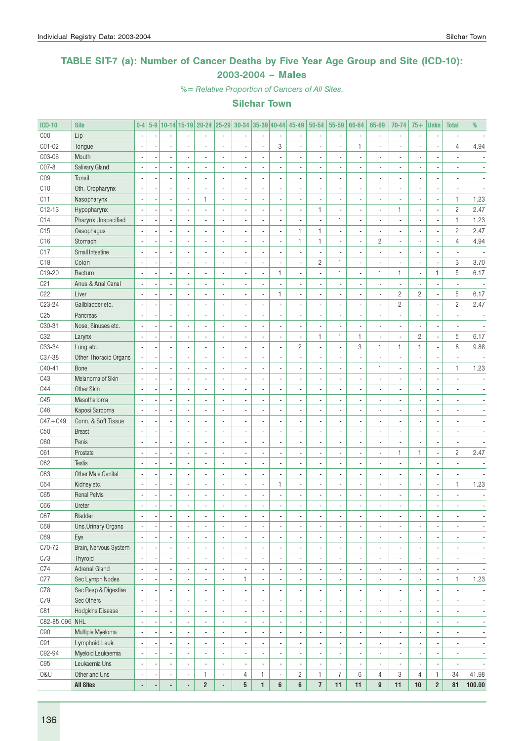## TABLE SIT-7 (a): Number of Cancer Deaths by Five Year Age Group and Site (ICD-10): 2003-2004 – Males

*%= Relative Proportion of Cancers of All Sites.*

### Silchar Town

| ICD-10 | Site | 0-4 | 5-9 | 10-14 | 15-19 | 20-24 | 25-29 | 30-34 | 35-39 | 40-44 | 45-49 | 50-54 | 55-59 | 60-64 | 65-69 | 70-74 | 75+ | Unkn | Total | % |
|---|---|---|---|---|---|---|---|---|---|---|---|---|---|---|---|---|---|---|---|---|
| C00 | Lip | - | - | - | - | - | - | - | - | - | - | - | - | - | - | - | - | - | - | - |
| C01-02 | Tongue | - | - | - | - | - | - | - | - | 3 | - | - | - | 1 | - | - | - | - | 4 | 4.94 |
| C03-06 | Mouth | - | - | - | - | - | - | - | - | - | - | - | - | - | - | - | - | - | - | - |
| C07-8 | Salivary Gland | - | - | - | - | - | - | - | - | - | - | - | - | - | - | - | - | - | - | - |
| C09 | Tonsil | - | - | - | - | - | - | - | - | - | - | - | - | - | - | - | - | - | - | - |
| C10 | Oth. Oropharynx | - | - | - | - | - | - | - | - | - | - | - | - | - | - | - | - | - | - | - |
| C11 | Nasopharynx | - | - | - | - | 1 | - | - | - | - | - | - | - | - | - | - | - | - | 1 | 1.23 |
| C12-13 | Hypopharynx | - | - | - | - | - | - | - | - | - | - | 1 | - | - | - | 1 | - | - | 2 | 2.47 |
| C14 | Pharynx Unspecified | - | - | - | - | - | - | - | - | - | - | - | 1 | - | - | - | - | - | 1 | 1.23 |
| C15 | Oesophagus | - | - | - | - | - | - | - | - | - | 1 | 1 | - | - | - | - | - | - | 2 | 2.47 |
| C16 | Stomach | - | - | - | - | - | - | - | - | - | 1 | 1 | - | - | 2 | - | - | - | 4 | 4.94 |
| C17 | Small Intestine | - | - | - | - | - | - | - | - | - | - | - | - | - | - | - | - | - | - | - |
| C18 | Colon | - | - | - | - | - | - | - | - | - | - | 2 | 1 | - | - | - | - | - | 3 | 3.70 |
| C19-20 | Rectum | - | - | - | - | - | - | - | - | 1 | - | - | 1 | - | 1 | 1 | - | 1 | 5 | 6.17 |
| C21 | Anus & Anal Canal | - | - | - | - | - | - | - | - | - | - | - | - | - | - | - | - | - | - | - |
| C22 | Liver | - | - | - | - | - | - | - | - | 1 | - | - | - | - | - | 2 | 2 | - | 5 | 6.17 |
| C23-24 | Gallbladder etc. | - | - | - | - | - | - | - | - | - | - | - | - | - | - | 2 | - | - | 2 | 2.47 |
| C25 | Pancreas | - | - | - | - | - | - | - | - | - | - | - | - | - | - | - | - | - | - | - |
| C30-31 | Nose, Sinuses etc. | - | - | - | - | - | - | - | - | - | - | - | - | - | - | - | - | - | - | - |
| C32 | Larynx | - | - | - | - | - | - | - | - | - | - | 1 | 1 | 1 | - | - | 2 | - | 5 | 6.17 |
| C33-34 | Lung etc. | - | - | - | - | - | - | - | - | - | 2 | - | - | 3 | 1 | 1 | 1 | - | 8 | 9.88 |
| C37-38 | Other Thoracic Organs | - | - | - | - | - | - | - | - | - | - | - | - | - | - | - | - | - | - | - |
| C40-41 | Bone | - | - | - | - | - | - | - | - | - | - | - | - | - | 1 | - | - | - | 1 | 1.23 |
| C43 | Melanoma of Skin | - | - | - | - | - | - | - | - | - | - | - | - | - | - | - | - | - | - | - |
| C44 | Other Skin | - | - | - | - | - | - | - | - | - | - | - | - | - | - | - | - | - | - | - |
| C45 | Mesothelioma | - | - | - | - | - | - | - | - | - | - | - | - | - | - | - | - | - | - | - |
| C46 | Kaposi Sarcoma | - | - | - | - | - | - | - | - | - | - | - | - | - | - | - | - | - | - | - |
| C47+C49 | Conn. & Soft Tissue | - | - | - | - | - | - | - | - | - | - | - | - | - | - | - | - | - | - | - |
| C50 | Breast | - | - | - | - | - | - | - | - | - | - | - | - | - | - | - | - | - | - | - |
| C60 | Penis | - | - | - | - | - | - | - | - | - | - | - | - | - | - | - | - | - | - | - |
| C61 | Prostate | - | - | - | - | - | - | - | - | - | - | - | - | - | - | 1 | 1 | - | 2 | 2.47 |
| C62 | Testis | - | - | - | - | - | - | - | - | - | - | - | - | - | - | - | - | - | - | - |
| C63 | Other Male Genital | - | - | - | - | - | - | - | - | - | - | - | - | - | - | - | - | - | - | - |
| C64 | Kidney etc. | - | - | - | - | - | - | - | - | 1 | - | - | - | - | - | - | - | - | 1 | 1.23 |
| C65 | Renal Pelvis | - | - | - | - | - | - | - | - | - | - | - | - | - | - | - | - | - | - | - |
| C66 | Ureter | - | - | - | - | - | - | - | - | - | - | - | - | - | - | - | - | - | - | - |
| C67 | Bladder | - | - | - | - | - | - | - | - | - | - | - | - | - | - | - | - | - | - | - |
| C68 | Uns.Urinary Organs | - | - | - | - | - | - | - | - | - | - | - | - | - | - | - | - | - | - | - |
| C69 | Eye | - | - | - | - | - | - | - | - | - | - | - | - | - | - | - | - | - | - | - |
| C70-72 | Brain, Nervous System | - | - | - | - | - | - | - | - | - | - | - | - | - | - | - | - | - | - | - |
| C73 | Thyroid | - | - | - | - | - | - | - | - | - | - | - | - | - | - | - | - | - | - | - |
| C74 | Adrenal Gland | - | - | - | - | - | - | - | - | - | - | - | - | - | - | - | - | - | - | - |
| C77 | Sec Lymph Nodes | - | - | - | - | - | - | 1 | - | - | - | - | - | - | - | - | - | - | 1 | 1.23 |
| C78 | Sec Resp & Digestive | - | - | - | - | - | - | - | - | - | - | - | - | - | - | - | - | - | - | - |
| C79 | Sec Others | - | - | - | - | - | - | - | - | - | - | - | - | - | - | - | - | - | - | - |
| C81 | Hodgkins Disease | - | - | - | - | - | - | - | - | - | - | - | - | - | - | - | - | - | - | - |
| C82-85,C96 | NHL | - | - | - | - | - | - | - | - | - | - | - | - | - | - | - | - | - | - | - |
| C90 | Multiple Myeloma | - | - | - | - | - | - | - | - | - | - | - | - | - | - | - | - | - | - | - |
| C91 | Lymphoid Leuk. | - | - | - | - | - | - | - | - | - | - | - | - | - | - | - | - | - | - | - |
| C92-94 | Myeloid Leukaemia | - | - | - | - | - | - | - | - | - | - | - | - | - | - | - | - | - | - | - |
| C95 | Leukaemia Uns | - | - | - | - | - | - | - | - | - | - | - | - | - | - | - | - | - | - | - |
| O&U | Other and Uns | - | - | - | - | 1 | - | 4 | 1 | - | 2 | 1 | 7 | 6 | 4 | 3 | 4 | 1 | 34 | 41.98 |
| | **All Sites** | **-** | **-** | **-** | **-** | **2** | **-** | **5** | **1** | **6** | **6** | **7** | **11** | **11** | **9** | **11** | **10** | **2** | **81** | **100.00** |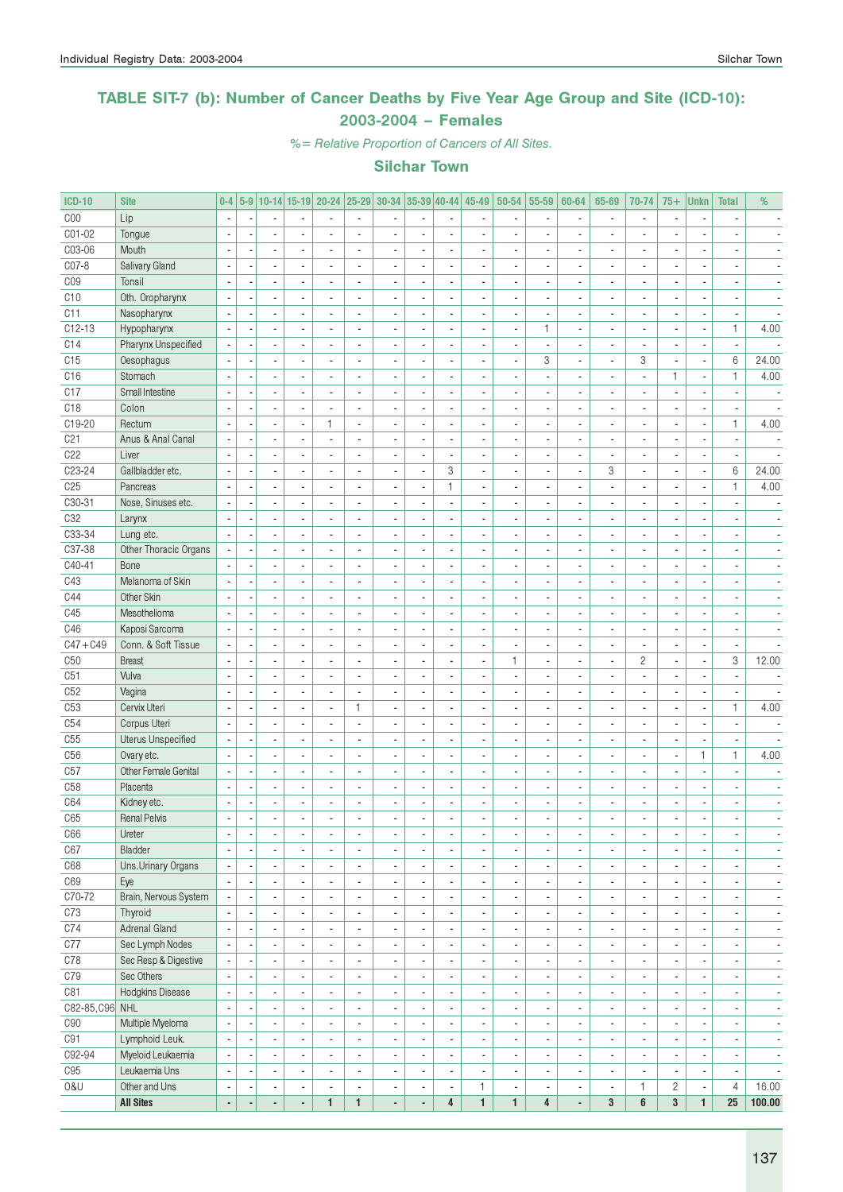## TABLE SIT-7 (b): Number of Cancer Deaths by Five Year Age Group and Site (ICD-10): 2003-2004 – Females

*%= Relative Proportion of Cancers of All Sites.*

### Silchar Town

| ICD-10 | Site | 0-4 | 5-9 | 10-14 | 15-19 | 20-24 | 25-29 | 30-34 | 35-39 | 40-44 | 45-49 | 50-54 | 55-59 | 60-64 | 65-69 | 70-74 | 75+ | Unkn | Total | % |
|---|---|---|---|---|---|---|---|---|---|---|---|---|---|---|---|---|---|---|---|---|
| C00 | Lip | - | - | - | - | - | - | - | - | - | - | - | - | - | - | - | - | - | - | - |
| C01-02 | Tongue | - | - | - | - | - | - | - | - | - | - | - | - | - | - | - | - | - | - | - |
| C03-06 | Mouth | - | - | - | - | - | - | - | - | - | - | - | - | - | - | - | - | - | - | - |
| C07-8 | Salivary Gland | - | - | - | - | - | - | - | - | - | - | - | - | - | - | - | - | - | - | - |
| C09 | Tonsil | - | - | - | - | - | - | - | - | - | - | - | - | - | - | - | - | - | - | - |
| C10 | Oth. Oropharynx | - | - | - | - | - | - | - | - | - | - | - | - | - | - | - | - | - | - | - |
| C11 | Nasopharynx | - | - | - | - | - | - | - | - | - | - | - | - | - | - | - | - | - | - | - |
| C12-13 | Hypopharynx | - | - | - | - | - | - | - | - | - | - | - | 1 | - | - | - | - | - | 1 | 4.00 |
| C14 | Pharynx Unspecified | - | - | - | - | - | - | - | - | - | - | - | - | - | - | - | - | - | - | - |
| C15 | Oesophagus | - | - | - | - | - | - | - | - | - | - | - | 3 | - | - | 3 | - | - | 6 | 24.00 |
| C16 | Stomach | - | - | - | - | - | - | - | - | - | - | - | - | - | - | - | 1 | - | 1 | 4.00 |
| C17 | Small Intestine | - | - | - | - | - | - | - | - | - | - | - | - | - | - | - | - | - | - | - |
| C18 | Colon | - | - | - | - | - | - | - | - | - | - | - | - | - | - | - | - | - | - | - |
| C19-20 | Rectum | - | - | - | - | 1 | - | - | - | - | - | - | - | - | - | - | - | - | 1 | 4.00 |
| C21 | Anus & Anal Canal | - | - | - | - | - | - | - | - | - | - | - | - | - | - | - | - | - | - | - |
| C22 | Liver | - | - | - | - | - | - | - | - | - | - | - | - | - | - | - | - | - | - | - |
| C23-24 | Gallbladder etc. | - | - | - | - | - | - | - | - | 3 | - | - | - | - | 3 | - | - | - | 6 | 24.00 |
| C25 | Pancreas | - | - | - | - | - | - | - | - | 1 | - | - | - | - | - | - | - | - | 1 | 4.00 |
| C30-31 | Nose, Sinuses etc. | - | - | - | - | - | - | - | - | - | - | - | - | - | - | - | - | - | - | - |
| C32 | Larynx | - | - | - | - | - | - | - | - | - | - | - | - | - | - | - | - | - | - | - |
| C33-34 | Lung etc. | - | - | - | - | - | - | - | - | - | - | - | - | - | - | - | - | - | - | - |
| C37-38 | Other Thoracic Organs | - | - | - | - | - | - | - | - | - | - | - | - | - | - | - | - | - | - | - |
| C40-41 | Bone | - | - | - | - | - | - | - | - | - | - | - | - | - | - | - | - | - | - | - |
| C43 | Melanoma of Skin | - | - | - | - | - | - | - | - | - | - | - | - | - | - | - | - | - | - | - |
| C44 | Other Skin | - | - | - | - | - | - | - | - | - | - | - | - | - | - | - | - | - | - | - |
| C45 | Mesothelioma | - | - | - | - | - | - | - | - | - | - | - | - | - | - | - | - | - | - | - |
| C46 | Kaposi Sarcoma | - | - | - | - | - | - | - | - | - | - | - | - | - | - | - | - | - | - | - |
| C47+C49 | Conn. & Soft Tissue | - | - | - | - | - | - | - | - | - | - | - | - | - | - | - | - | - | - | - |
| C50 | Breast | - | - | - | - | - | - | - | - | - | - | 1 | - | - | - | 2 | - | - | 3 | 12.00 |
| C51 | Vulva | - | - | - | - | - | - | - | - | - | - | - | - | - | - | - | - | - | - | - |
| C52 | Vagina | - | - | - | - | - | - | - | - | - | - | - | - | - | - | - | - | - | - | - |
| C53 | Cervix Uteri | - | - | - | - | - | 1 | - | - | - | - | - | - | - | - | - | - | - | 1 | 4.00 |
| C54 | Corpus Uteri | - | - | - | - | - | - | - | - | - | - | - | - | - | - | - | - | - | - | - |
| C55 | Uterus Unspecified | - | - | - | - | - | - | - | - | - | - | - | - | - | - | - | - | - | - | - |
| C56 | Ovary etc. | - | - | - | - | - | - | - | - | - | - | - | - | - | - | - | - | 1 | 1 | 4.00 |
| C57 | Other Female Genital | - | - | - | - | - | - | - | - | - | - | - | - | - | - | - | - | - | - | - |
| C58 | Placenta | - | - | - | - | - | - | - | - | - | - | - | - | - | - | - | - | - | - | - |
| C64 | Kidney etc. | - | - | - | - | - | - | - | - | - | - | - | - | - | - | - | - | - | - | - |
| C65 | Renal Pelvis | - | - | - | - | - | - | - | - | - | - | - | - | - | - | - | - | - | - | - |
| C66 | Ureter | - | - | - | - | - | - | - | - | - | - | - | - | - | - | - | - | - | - | - |
| C67 | Bladder | - | - | - | - | - | - | - | - | - | - | - | - | - | - | - | - | - | - | - |
| C68 | Uns.Urinary Organs | - | - | - | - | - | - | - | - | - | - | - | - | - | - | - | - | - | - | - |
| C69 | Eye | - | - | - | - | - | - | - | - | - | - | - | - | - | - | - | - | - | - | - |
| C70-72 | Brain, Nervous System | - | - | - | - | - | - | - | - | - | - | - | - | - | - | - | - | - | - | - |
| C73 | Thyroid | - | - | - | - | - | - | - | - | - | - | - | - | - | - | - | - | - | - | - |
| C74 | Adrenal Gland | - | - | - | - | - | - | - | - | - | - | - | - | - | - | - | - | - | - | - |
| C77 | Sec Lymph Nodes | - | - | - | - | - | - | - | - | - | - | - | - | - | - | - | - | - | - | - |
| C78 | Sec Resp & Digestive | - | - | - | - | - | - | - | - | - | - | - | - | - | - | - | - | - | - | - |
| C79 | Sec Others | - | - | - | - | - | - | - | - | - | - | - | - | - | - | - | - | - | - | - |
| C81 | Hodgkins Disease | - | - | - | - | - | - | - | - | - | - | - | - | - | - | - | - | - | - | - |
| C82-85,C96 | NHL | - | - | - | - | - | - | - | - | - | - | - | - | - | - | - | - | - | - | - |
| C90 | Multiple Myeloma | - | - | - | - | - | - | - | - | - | - | - | - | - | - | - | - | - | - | - |
| C91 | Lymphoid Leuk. | - | - | - | - | - | - | - | - | - | - | - | - | - | - | - | - | - | - | - |
| C92-94 | Myeloid Leukaemia | - | - | - | - | - | - | - | - | - | - | - | - | - | - | - | - | - | - | - |
| C95 | Leukaemia Uns | - | - | - | - | - | - | - | - | - | - | - | - | - | - | - | - | - | - | - |
| O&U | Other and Uns | - | - | - | - | - | - | - | - | - | 1 | - | - | - | - | 1 | 2 | - | 4 | 16.00 |
| | **All Sites** | **-** | **-** | **-** | **-** | **1** | **1** | **-** | **-** | **4** | **1** | **1** | **4** | **-** | **3** | **6** | **3** | **1** | **25** | **100.00** |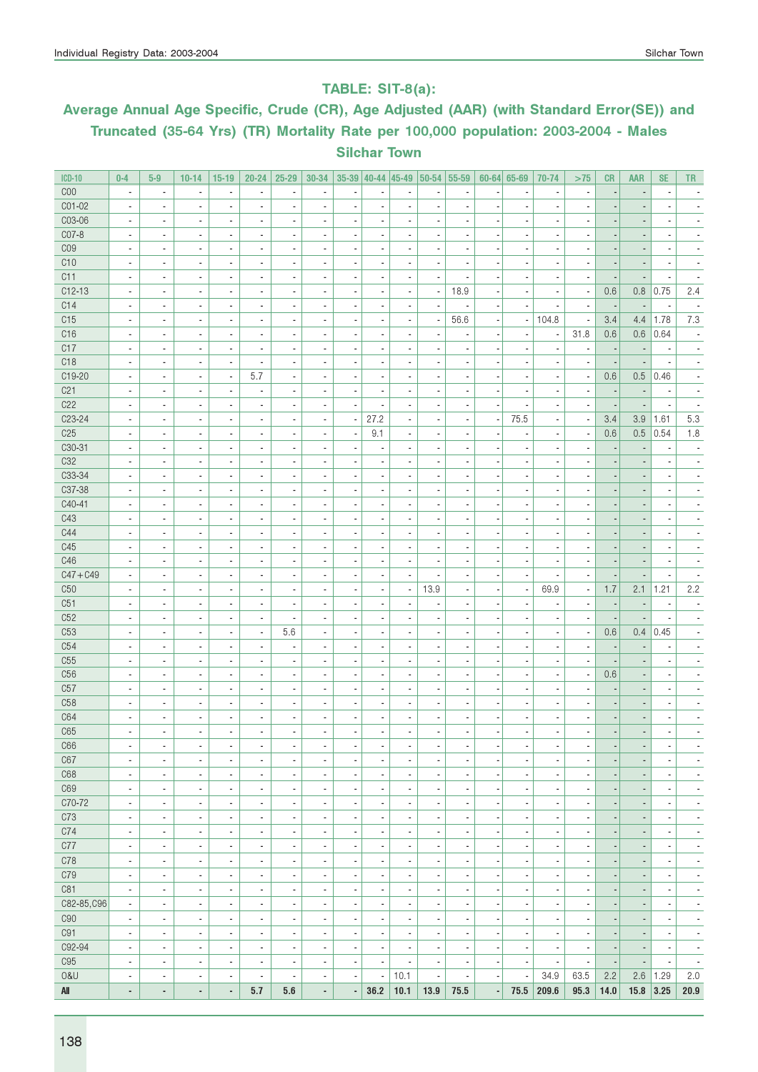## TABLE: SIT-8(a):

### Average Annual Age Specific, Crude (CR), Age Adjusted (AAR) (with Standard Error(SE)) and Truncated (35-64 Yrs) (TR) Mortality Rate per 100,000 population: 2003-2004 - Males Silchar Town

| ICD-10 | 0-4 | 5-9 | 10-14 | 15-19 | 20-24 | 25-29 | 30-34 | 35-39 | 40-44 | 45-49 | 50-54 | 55-59 | 60-64 | 65-69 | 70-74 | >75 | CR | AAR | SE | TR |
|---|---|---|---|---|---|---|---|---|---|---|---|---|---|---|---|---|---|---|---|---|
| C00 | - | - | - | - | - | - | - | - | - | - | - | - | - | - | - | - | - | - | - | - |
| C01-02 | - | - | - | - | - | - | - | - | - | - | - | - | - | - | - | - | - | - | - | - |
| C03-06 | - | - | - | - | - | - | - | - | - | - | - | - | - | - | - | - | - | - | - | - |
| C07-8 | - | - | - | - | - | - | - | - | - | - | - | - | - | - | - | - | - | - | - | - |
| C09 | - | - | - | - | - | - | - | - | - | - | - | - | - | - | - | - | - | - | - | - |
| C10 | - | - | - | - | - | - | - | - | - | - | - | - | - | - | - | - | - | - | - | - |
| C11 | - | - | - | - | - | - | - | - | - | - | - | - | - | - | - | - | - | - | - | - |
| C12-13 | - | - | - | - | - | - | - | - | - | - | - | 18.9 | - | - | - | - | 0.6 | 0.8 | 0.75 | 2.4 |
| C14 | - | - | - | - | - | - | - | - | - | - | - | - | - | - | - | - | - | - | - | - |
| C15 | - | - | - | - | - | - | - | - | - | - | - | 56.6 | - | - | 104.8 | - | 3.4 | 4.4 | 1.78 | 7.3 |
| C16 | - | - | - | - | - | - | - | - | - | - | - | - | - | - | - | 31.8 | 0.6 | 0.6 | 0.64 | - |
| C17 | - | - | - | - | - | - | - | - | - | - | - | - | - | - | - | - | - | - | - | - |
| C18 | - | - | - | - | - | - | - | - | - | - | - | - | - | - | - | - | - | - | - | - |
| C19-20 | - | - | - | - | 5.7 | - | - | - | - | - | - | - | - | - | - | - | 0.6 | 0.5 | 0.46 | - |
| C21 | - | - | - | - | - | - | - | - | - | - | - | - | - | - | - | - | - | - | - | - |
| C22 | - | - | - | - | - | - | - | - | - | - | - | - | - | - | - | - | - | - | - | - |
| C23-24 | - | - | - | - | - | - | - | - | 27.2 | - | - | - | - | 75.5 | - | - | 3.4 | 3.9 | 1.61 | 5.3 |
| C25 | - | - | - | - | - | - | - | - | 9.1 | - | - | - | - | - | - | - | 0.6 | 0.5 | 0.54 | 1.8 |
| C30-31 | - | - | - | - | - | - | - | - | - | - | - | - | - | - | - | - | - | - | - | - |
| C32 | - | - | - | - | - | - | - | - | - | - | - | - | - | - | - | - | - | - | - | - |
| C33-34 | - | - | - | - | - | - | - | - | - | - | - | - | - | - | - | - | - | - | - | - |
| C37-38 | - | - | - | - | - | - | - | - | - | - | - | - | - | - | - | - | - | - | - | - |
| C40-41 | - | - | - | - | - | - | - | - | - | - | - | - | - | - | - | - | - | - | - | - |
| C43 | - | - | - | - | - | - | - | - | - | - | - | - | - | - | - | - | - | - | - | - |
| C44 | - | - | - | - | - | - | - | - | - | - | - | - | - | - | - | - | - | - | - | - |
| C45 | - | - | - | - | - | - | - | - | - | - | - | - | - | - | - | - | - | - | - | - |
| C46 | - | - | - | - | - | - | - | - | - | - | - | - | - | - | - | - | - | - | - | - |
| C47+C49 | - | - | - | - | - | - | - | - | - | - | - | - | - | - | - | - | - | - | - | - |
| C50 | - | - | - | - | - | - | - | - | - | - | 13.9 | - | - | - | 69.9 | - | 1.7 | 2.1 | 1.21 | 2.2 |
| C51 | - | - | - | - | - | - | - | - | - | - | - | - | - | - | - | - | - | - | - | - |
| C52 | - | - | - | - | - | - | - | - | - | - | - | - | - | - | - | - | - | - | - | - |
| C53 | - | - | - | - | - | 5.6 | - | - | - | - | - | - | - | - | - | - | 0.6 | 0.4 | 0.45 | - |
| C54 | - | - | - | - | - | - | - | - | - | - | - | - | - | - | - | - | - | - | - | - |
| C55 | - | - | - | - | - | - | - | - | - | - | - | - | - | - | - | - | - | - | - | - |
| C56 | - | - | - | - | - | - | - | - | - | - | - | - | - | - | - | - | 0.6 | - | - | - |
| C57 | - | - | - | - | - | - | - | - | - | - | - | - | - | - | - | - | - | - | - | - |
| C58 | - | - | - | - | - | - | - | - | - | - | - | - | - | - | - | - | - | - | - | - |
| C64 | - | - | - | - | - | - | - | - | - | - | - | - | - | - | - | - | - | - | - | - |
| C65 | - | - | - | - | - | - | - | - | - | - | - | - | - | - | - | - | - | - | - | - |
| C66 | - | - | - | - | - | - | - | - | - | - | - | - | - | - | - | - | - | - | - | - |
| C67 | - | - | - | - | - | - | - | - | - | - | - | - | - | - | - | - | - | - | - | - |
| C68 | - | - | - | - | - | - | - | - | - | - | - | - | - | - | - | - | - | - | - | - |
| C69 | - | - | - | - | - | - | - | - | - | - | - | - | - | - | - | - | - | - | - | - |
| C70-72 | - | - | - | - | - | - | - | - | - | - | - | - | - | - | - | - | - | - | - | - |
| C73 | - | - | - | - | - | - | - | - | - | - | - | - | - | - | - | - | - | - | - | - |
| C74 | - | - | - | - | - | - | - | - | - | - | - | - | - | - | - | - | - | - | - | - |
| C77 | - | - | - | - | - | - | - | - | - | - | - | - | - | - | - | - | - | - | - | - |
| C78 | - | - | - | - | - | - | - | - | - | - | - | - | - | - | - | - | - | - | - | - |
| C79 | - | - | - | - | - | - | - | - | - | - | - | - | - | - | - | - | - | - | - | - |
| C81 | - | - | - | - | - | - | - | - | - | - | - | - | - | - | - | - | - | - | - | - |
| C82-85,C96 | - | - | - | - | - | - | - | - | - | - | - | - | - | - | - | - | - | - | - | - |
| C90 | - | - | - | - | - | - | - | - | - | - | - | - | - | - | - | - | - | - | - | - |
| C91 | - | - | - | - | - | - | - | - | - | - | - | - | - | - | - | - | - | - | - | - |
| C92-94 | - | - | - | - | - | - | - | - | - | - | - | - | - | - | - | - | - | - | - | - |
| C95 | - | - | - | - | - | - | - | - | - | - | - | - | - | - | - | - | - | - | - | - |
| O&U | - | - | - | - | - | - | - | - | - | 10.1 | - | - | - | - | 34.9 | 63.5 | 2.2 | 2.6 | 1.29 | 2.0 |
| **All** | **-** | **-** | **-** | **-** | **5.7** | **5.6** | **-** | **-** | **36.2** | **10.1** | **13.9** | **75.5** | **-** | **75.5** | **209.6** | **95.3** | **14.0** | **15.8** | **3.25** | **20.9** |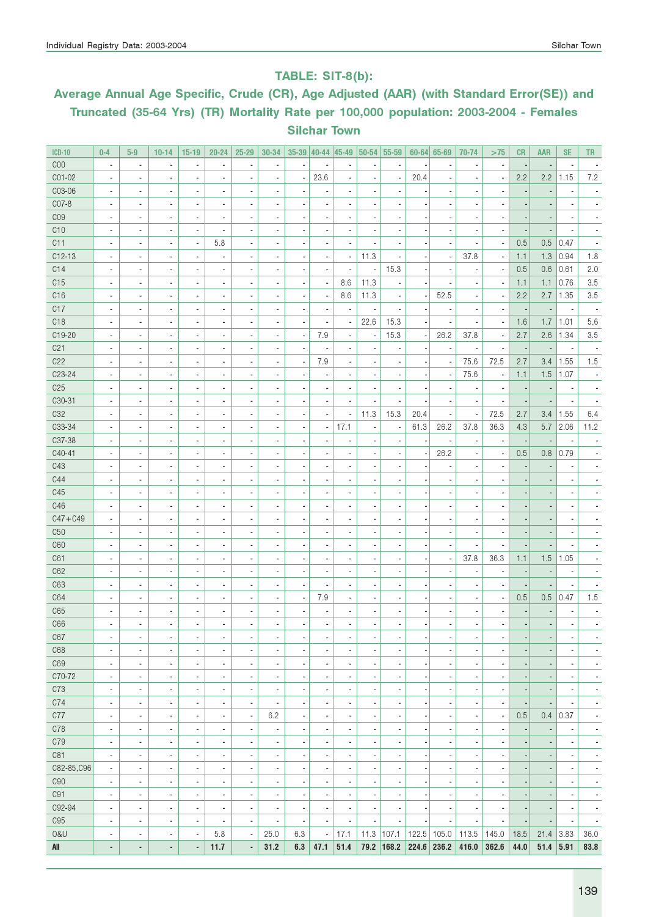## TABLE: SIT-8(b):

## Average Annual Age Specific, Crude (CR), Age Adjusted (AAR) (with Standard Error(SE)) and Truncated (35-64 Yrs) (TR) Mortality Rate per 100,000 population: 2003-2004 - Females

## Silchar Town

| ICD-10 | 0-4 | 5-9 | 10-14 | 15-19 | 20-24 | 25-29 | 30-34 | 35-39 | 40-44 | 45-49 | 50-54 | 55-59 | 60-64 | 65-69 | 70-74 | >75 | CR | AAR | SE | TR |
|---|---|---|---|---|---|---|---|---|---|---|---|---|---|---|---|---|---|---|---|---|
| C00 | - | - | - | - | - | - | - | - | - | - | - | - | - | - | - | - | - | - | - | - |
| C01-02 | - | - | - | - | - | - | - | - | 23.6 | - | - | - | 20.4 | - | - | - | 2.2 | 2.2 | 1.15 | 7.2 |
| C03-06 | - | - | - | - | - | - | - | - | - | - | - | - | - | - | - | - | - | - | - | - |
| C07-8 | - | - | - | - | - | - | - | - | - | - | - | - | - | - | - | - | - | - | - | - |
| C09 | - | - | - | - | - | - | - | - | - | - | - | - | - | - | - | - | - | - | - | - |
| C10 | - | - | - | - | - | - | - | - | - | - | - | - | - | - | - | - | - | - | - | - |
| C11 | - | - | - | - | 5.8 | - | - | - | - | - | - | - | - | - | - | - | 0.5 | 0.5 | 0.47 | - |
| C12-13 | - | - | - | - | - | - | - | - | - | - | 11.3 | - | - | - | 37.8 | - | 1.1 | 1.3 | 0.94 | 1.8 |
| C14 | - | - | - | - | - | - | - | - | - | - | - | 15.3 | - | - | - | - | 0.5 | 0.6 | 0.61 | 2.0 |
| C15 | - | - | - | - | - | - | - | - | - | 8.6 | 11.3 | - | - | - | - | - | 1.1 | 1.1 | 0.76 | 3.5 |
| C16 | - | - | - | - | - | - | - | - | - | 8.6 | 11.3 | - | - | 52.5 | - | - | 2.2 | 2.7 | 1.35 | 3.5 |
| C17 | - | - | - | - | - | - | - | - | - | - | - | - | - | - | - | - | - | - | - | - |
| C18 | - | - | - | - | - | - | - | - | - | - | 22.6 | 15.3 | - | - | - | - | 1.6 | 1.7 | 1.01 | 5.6 |
| C19-20 | - | - | - | - | - | - | - | - | 7.9 | - | - | 15.3 | - | 26.2 | 37.8 | - | 2.7 | 2.6 | 1.34 | 3.5 |
| C21 | - | - | - | - | - | - | - | - | - | - | - | - | - | - | - | - | - | - | - | - |
| C22 | - | - | - | - | - | - | - | - | 7.9 | - | - | - | - | - | 75.6 | 72.5 | 2.7 | 3.4 | 1.55 | 1.5 |
| C23-24 | - | - | - | - | - | - | - | - | - | - | - | - | - | - | 75.6 | - | 1.1 | 1.5 | 1.07 | - |
| C25 | - | - | - | - | - | - | - | - | - | - | - | - | - | - | - | - | - | - | - | - |
| C30-31 | - | - | - | - | - | - | - | - | - | - | - | - | - | - | - | - | - | - | - | - |
| C32 | - | - | - | - | - | - | - | - | - | - | 11.3 | 15.3 | 20.4 | - | - | 72.5 | 2.7 | 3.4 | 1.55 | 6.4 |
| C33-34 | - | - | - | - | - | - | - | - | - | 17.1 | - | - | 61.3 | 26.2 | 37.8 | 36.3 | 4.3 | 5.7 | 2.06 | 11.2 |
| C37-38 | - | - | - | - | - | - | - | - | - | - | - | - | - | - | - | - | - | - | - | - |
| C40-41 | - | - | - | - | - | - | - | - | - | - | - | - | - | 26.2 | - | - | 0.5 | 0.8 | 0.79 | - |
| C43 | - | - | - | - | - | - | - | - | - | - | - | - | - | - | - | - | - | - | - | - |
| C44 | - | - | - | - | - | - | - | - | - | - | - | - | - | - | - | - | - | - | - | - |
| C45 | - | - | - | - | - | - | - | - | - | - | - | - | - | - | - | - | - | - | - | - |
| C46 | - | - | - | - | - | - | - | - | - | - | - | - | - | - | - | - | - | - | - | - |
| C47+C49 | - | - | - | - | - | - | - | - | - | - | - | - | - | - | - | - | - | - | - | - |
| C50 | - | - | - | - | - | - | - | - | - | - | - | - | - | - | - | - | - | - | - | - |
| C60 | - | - | - | - | - | - | - | - | - | - | - | - | - | - | - | - | - | - | - | - |
| C61 | - | - | - | - | - | - | - | - | - | - | - | - | - | - | 37.8 | 36.3 | 1.1 | 1.5 | 1.05 | - |
| C62 | - | - | - | - | - | - | - | - | - | - | - | - | - | - | - | - | - | - | - | - |
| C63 | - | - | - | - | - | - | - | - | - | - | - | - | - | - | - | - | - | - | - | - |
| C64 | - | - | - | - | - | - | - | - | 7.9 | - | - | - | - | - | - | - | 0.5 | 0.5 | 0.47 | 1.5 |
| C65 | - | - | - | - | - | - | - | - | - | - | - | - | - | - | - | - | - | - | - | - |
| C66 | - | - | - | - | - | - | - | - | - | - | - | - | - | - | - | - | - | - | - | - |
| C67 | - | - | - | - | - | - | - | - | - | - | - | - | - | - | - | - | - | - | - | - |
| C68 | - | - | - | - | - | - | - | - | - | - | - | - | - | - | - | - | - | - | - | - |
| C69 | - | - | - | - | - | - | - | - | - | - | - | - | - | - | - | - | - | - | - | - |
| C70-72 | - | - | - | - | - | - | - | - | - | - | - | - | - | - | - | - | - | - | - | - |
| C73 | - | - | - | - | - | - | - | - | - | - | - | - | - | - | - | - | - | - | - | - |
| C74 | - | - | - | - | - | - | - | - | - | - | - | - | - | - | - | - | - | - | - | - |
| C77 | - | - | - | - | - | - | 6.2 | - | - | - | - | - | - | - | - | - | 0.5 | 0.4 | 0.37 | - |
| C78 | - | - | - | - | - | - | - | - | - | - | - | - | - | - | - | - | - | - | - | - |
| C79 | - | - | - | - | - | - | - | - | - | - | - | - | - | - | - | - | - | - | - | - |
| C81 | - | - | - | - | - | - | - | - | - | - | - | - | - | - | - | - | - | - | - | - |
| C82-85,C96 | - | - | - | - | - | - | - | - | - | - | - | - | - | - | - | - | - | - | - | - |
| C90 | - | - | - | - | - | - | - | - | - | - | - | - | - | - | - | - | - | - | - | - |
| C91 | - | - | - | - | - | - | - | - | - | - | - | - | - | - | - | - | - | - | - | - |
| C92-94 | - | - | - | - | - | - | - | - | - | - | - | - | - | - | - | - | - | - | - | - |
| C95 | - | - | - | - | - | - | - | - | - | - | - | - | - | - | - | - | - | - | - | - |
| O&U | - | - | - | - | 5.8 | - | 25.0 | 6.3 | - | 17.1 | 11.3 | 107.1 | 122.5 | 105.0 | 113.5 | 145.0 | 18.5 | 21.4 | 3.83 | 36.0 |
| **All** | **-** | **-** | **-** | **-** | **11.7** | **-** | **31.2** | **6.3** | **47.1** | **51.4** | **79.2** | **168.2** | **224.6** | **236.2** | **416.0** | **362.6** | **44.0** | **51.4** | **5.91** | **83.8** |